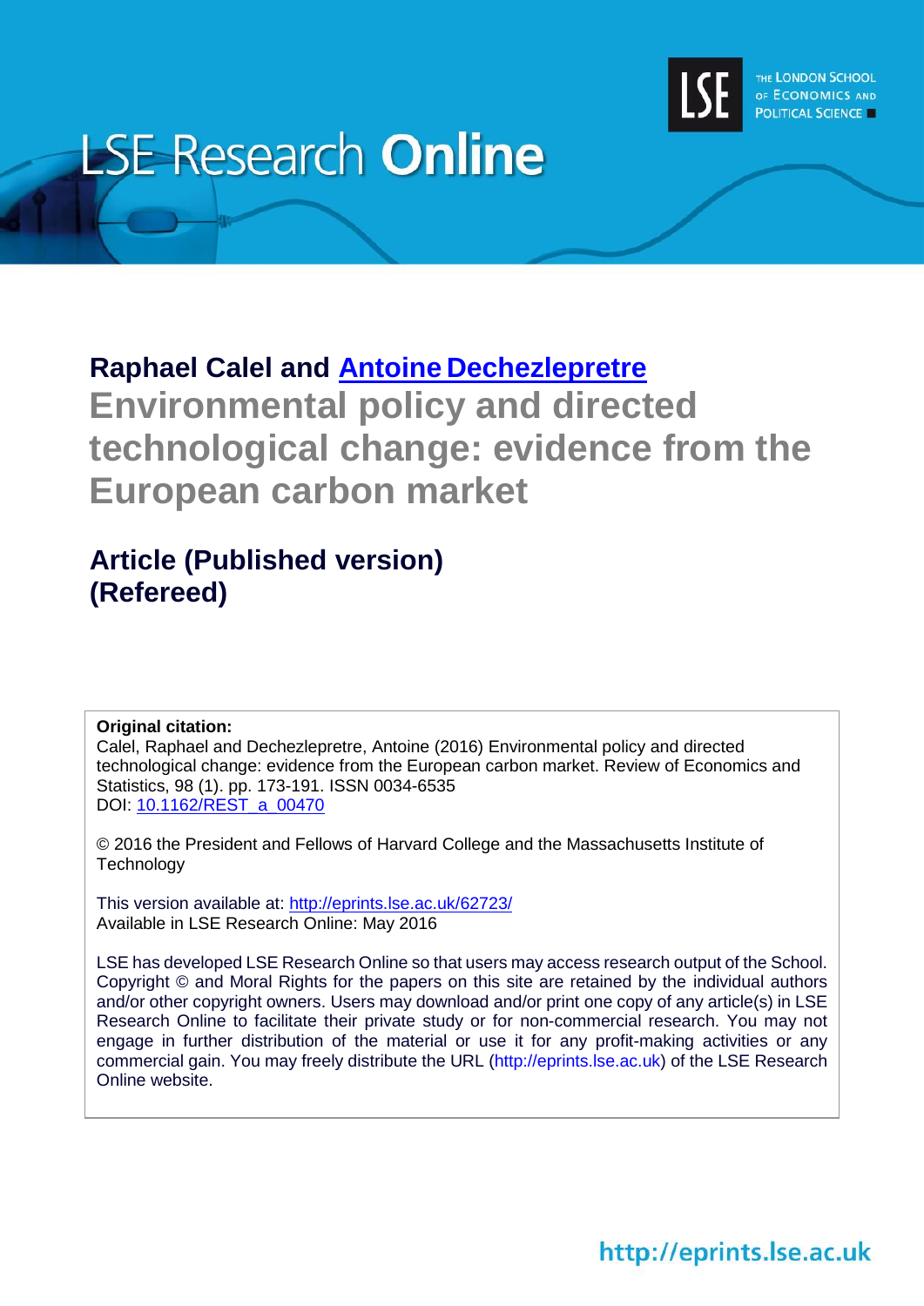# LSE Research Online

THE LONDON SCHOOL OF ECONOMICS AND POLITICAL SCIENCE

**Raphael Calel and [Antoine Dechezlepretre]**

## Environmental policy and directed technological change: evidence from the European carbon market

**Article (Published version)**
**(Refereed)**

**Original citation:**
Calel, Raphael and Dechezlepretre, Antoine (2016) Environmental policy and directed technological change: evidence from the European carbon market. Review of Economics and Statistics, 98 (1). pp. 173-191. ISSN 0034-6535
DOI: 10.1162/REST_a_00470

© 2016 the President and Fellows of Harvard College and the Massachusetts Institute of Technology

This version available at: http://eprints.lse.ac.uk/62723/
Available in LSE Research Online: May 2016

LSE has developed LSE Research Online so that users may access research output of the School. Copyright © and Moral Rights for the papers on this site are retained by the individual authors and/or other copyright owners. Users may download and/or print one copy of any article(s) in LSE Research Online to facilitate their private study or for non-commercial research. You may not engage in further distribution of the material or use it for any profit-making activities or any commercial gain. You may freely distribute the URL (http://eprints.lse.ac.uk) of the LSE Research Online website.

http://eprints.lse.ac.uk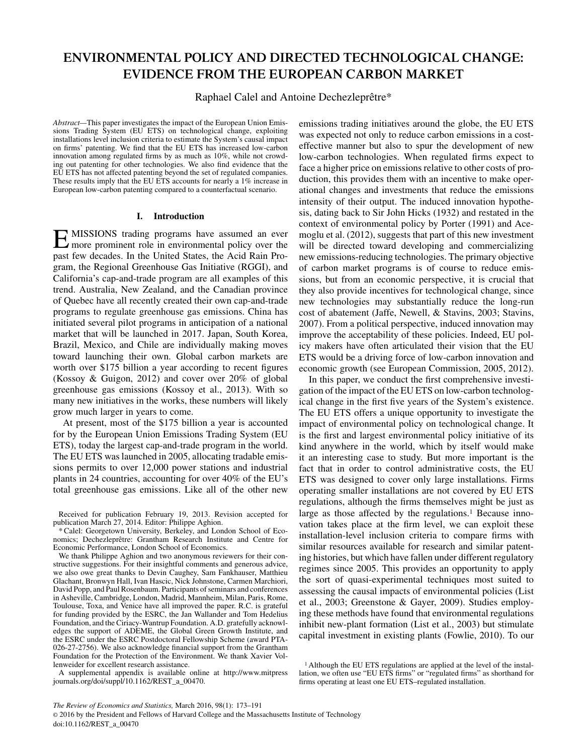# ENVIRONMENTAL POLICY AND DIRECTED TECHNOLOGICAL CHANGE: EVIDENCE FROM THE EUROPEAN CARBON MARKET

Raphael Calel and Antoine Dechezleprêtre*

*Abstract*—This paper investigates the impact of the European Union Emissions Trading System (EU ETS) on technological change, exploiting installations level inclusion criteria to estimate the System's causal impact on firms' patenting. We find that the EU ETS has increased low-carbon innovation among regulated firms by as much as 10%, while not crowding out patenting for other technologies. We also find evidence that the EU ETS has not affected patenting beyond the set of regulated companies. These results imply that the EU ETS accounts for nearly a 1% increase in European low-carbon patenting compared to a counterfactual scenario.

## I. Introduction

EMISSIONS trading programs have assumed an ever more prominent role in environmental policy over the past few decades. In the United States, the Acid Rain Program, the Regional Greenhouse Gas Initiative (RGGI), and California's cap-and-trade program are all examples of this trend. Australia, New Zealand, and the Canadian province of Quebec have all recently created their own cap-and-trade programs to regulate greenhouse gas emissions. China has initiated several pilot programs in anticipation of a national market that will be launched in 2017. Japan, South Korea, Brazil, Mexico, and Chile are individually making moves toward launching their own. Global carbon markets are worth over $175 billion a year according to recent figures (Kossoy & Guigon, 2012) and cover over 20% of global greenhouse gas emissions (Kossoy et al., 2013). With so many new initiatives in the works, these numbers will likely grow much larger in years to come.

At present, most of the $175 billion a year is accounted for by the European Union Emissions Trading System (EU ETS), today the largest cap-and-trade program in the world. The EU ETS was launched in 2005, allocating tradable emissions permits to over 12,000 power stations and industrial plants in 24 countries, accounting for over 40% of the EU's total greenhouse gas emissions. Like all of the other new emissions trading initiatives around the globe, the EU ETS was expected not only to reduce carbon emissions in a cost-effective manner but also to spur the development of new low-carbon technologies. When regulated firms expect to face a higher price on emissions relative to other costs of production, this provides them with an incentive to make operational changes and investments that reduce the emissions intensity of their output. The induced innovation hypothesis, dating back to Sir John Hicks (1932) and restated in the context of environmental policy by Porter (1991) and Acemoglu et al. (2012), suggests that part of this new investment will be directed toward developing and commercializing new emissions-reducing technologies. The primary objective of carbon market programs is of course to reduce emissions, but from an economic perspective, it is crucial that they also provide incentives for technological change, since new technologies may substantially reduce the long-run cost of abatement (Jaffe, Newell, & Stavins, 2003; Stavins, 2007). From a political perspective, induced innovation may improve the acceptability of these policies. Indeed, EU policy makers have often articulated their vision that the EU ETS would be a driving force of low-carbon innovation and economic growth (see European Commission, 2005, 2012).

In this paper, we conduct the first comprehensive investigation of the impact of the EU ETS on low-carbon technological change in the first five years of the System's existence. The EU ETS offers a unique opportunity to investigate the impact of environmental policy on technological change. It is the first and largest environmental policy initiative of its kind anywhere in the world, which by itself would make it an interesting case to study. But more important is the fact that in order to control administrative costs, the EU ETS was designed to cover only large installations. Firms operating smaller installations are not covered by EU ETS regulations, although the firms themselves might be just as large as those affected by the regulations.[1] Because innovation takes place at the firm level, we can exploit these installation-level inclusion criteria to compare firms with similar resources available for research and similar patenting histories, but which have fallen under different regulatory regimes since 2005. This provides an opportunity to apply the sort of quasi-experimental techniques most suited to assessing the causal impacts of environmental policies (List et al., 2003; Greenstone & Gayer, 2009). Studies employing these methods have found that environmental regulations inhibit new-plant formation (List et al., 2003) but stimulate capital investment in existing plants (Fowlie, 2010). To our

---

Received for publication February 19, 2013. Revision accepted for publication March 27, 2014. Editor: Philippe Aghion.

* Calel: Georgetown University, Berkeley, and London School of Economics; Dechezleprêtre: Grantham Research Institute and Centre for Economic Performance, London School of Economics.

We thank Philippe Aghion and two anonymous reviewers for their constructive suggestions. For their insightful comments and generous advice, we also owe great thanks to Devin Caughey, Sam Fankhauser, Matthieu Glachant, Bronwyn Hall, Ivan Hascic, Nick Johnstone, Carmen Marchiori, David Popp, and Paul Rosenbaum. Participants of seminars and conferences in Asheville, Cambridge, London, Madrid, Mannheim, Milan, Paris, Rome, Toulouse, Toxa, and Venice have all improved the paper. R.C. is grateful for funding provided by the ESRC, the Jan Wallander and Tom Hedelius Foundation, and the Ciriacy-Wantrup Foundation. A.D. gratefully acknowledges the support of ADEME, the Global Green Growth Institute, and the ESRC under the ESRC Postdoctoral Fellowship Scheme (award PTA-026-27-2756). We also acknowledge financial support from the Grantham Foundation for the Protection of the Environment. We thank Xavier Vollenweider for excellent research assistance.

A supplemental appendix is available online at http://www.mitpress journals.org/doi/suppl/10.1162/REST_a_00470.

[1] Although the EU ETS regulations are applied at the level of the installation, we often use "EU ETS firms" or "regulated firms" as shorthand for firms operating at least one EU ETS–regulated installation.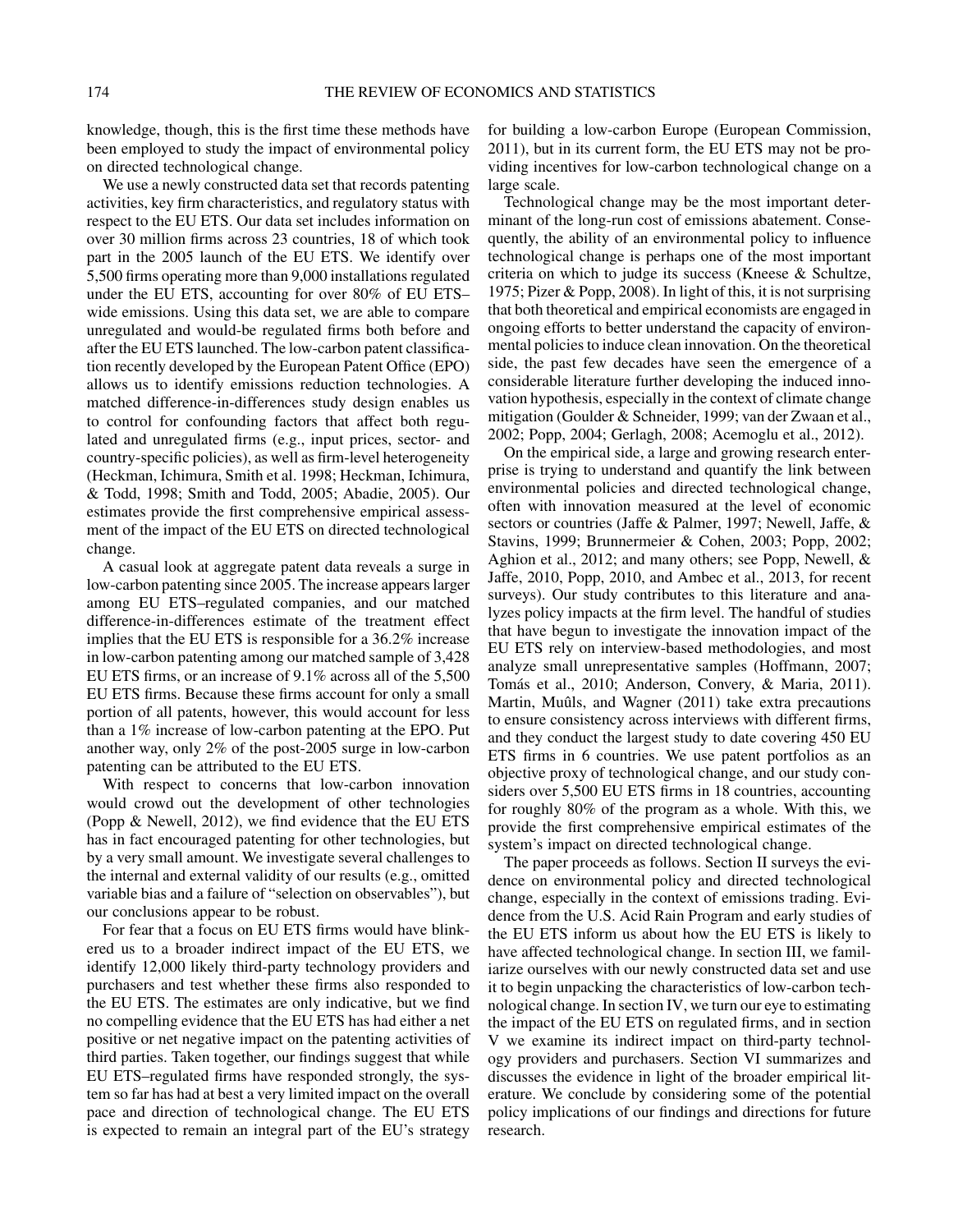knowledge, though, this is the first time these methods have been employed to study the impact of environmental policy on directed technological change.

We use a newly constructed data set that records patenting activities, key firm characteristics, and regulatory status with respect to the EU ETS. Our data set includes information on over 30 million firms across 23 countries, 18 of which took part in the 2005 launch of the EU ETS. We identify over 5,500 firms operating more than 9,000 installations regulated under the EU ETS, accounting for over 80% of EU ETS–wide emissions. Using this data set, we are able to compare unregulated and would-be regulated firms both before and after the EU ETS launched. The low-carbon patent classification recently developed by the European Patent Office (EPO) allows us to identify emissions reduction technologies. A matched difference-in-differences study design enables us to control for confounding factors that affect both regulated and unregulated firms (e.g., input prices, sector- and country-specific policies), as well as firm-level heterogeneity (Heckman, Ichimura, Smith et al. 1998; Heckman, Ichimura, & Todd, 1998; Smith and Todd, 2005; Abadie, 2005). Our estimates provide the first comprehensive empirical assessment of the impact of the EU ETS on directed technological change.

A casual look at aggregate patent data reveals a surge in low-carbon patenting since 2005. The increase appears larger among EU ETS–regulated companies, and our matched difference-in-differences estimate of the treatment effect implies that the EU ETS is responsible for a 36.2% increase in low-carbon patenting among our matched sample of 3,428 EU ETS firms, or an increase of 9.1% across all of the 5,500 EU ETS firms. Because these firms account for only a small portion of all patents, however, this would account for less than a 1% increase of low-carbon patenting at the EPO. Put another way, only 2% of the post-2005 surge in low-carbon patenting can be attributed to the EU ETS.

With respect to concerns that low-carbon innovation would crowd out the development of other technologies (Popp & Newell, 2012), we find evidence that the EU ETS has in fact encouraged patenting for other technologies, but by a very small amount. We investigate several challenges to the internal and external validity of our results (e.g., omitted variable bias and a failure of "selection on observables"), but our conclusions appear to be robust.

For fear that a focus on EU ETS firms would have blinkered us to a broader indirect impact of the EU ETS, we identify 12,000 likely third-party technology providers and purchasers and test whether these firms also responded to the EU ETS. The estimates are only indicative, but we find no compelling evidence that the EU ETS has had either a net positive or net negative impact on the patenting activities of third parties. Taken together, our findings suggest that while EU ETS–regulated firms have responded strongly, the system so far has had at best a very limited impact on the overall pace and direction of technological change. The EU ETS is expected to remain an integral part of the EU's strategy for building a low-carbon Europe (European Commission, 2011), but in its current form, the EU ETS may not be providing incentives for low-carbon technological change on a large scale.

Technological change may be the most important determinant of the long-run cost of emissions abatement. Consequently, the ability of an environmental policy to influence technological change is perhaps one of the most important criteria on which to judge its success (Kneese & Schultze, 1975; Pizer & Popp, 2008). In light of this, it is not surprising that both theoretical and empirical economists are engaged in ongoing efforts to better understand the capacity of environmental policies to induce clean innovation. On the theoretical side, the past few decades have seen the emergence of a considerable literature further developing the induced innovation hypothesis, especially in the context of climate change mitigation (Goulder & Schneider, 1999; van der Zwaan et al., 2002; Popp, 2004; Gerlagh, 2008; Acemoglu et al., 2012).

On the empirical side, a large and growing research enterprise is trying to understand and quantify the link between environmental policies and directed technological change, often with innovation measured at the level of economic sectors or countries (Jaffe & Palmer, 1997; Newell, Jaffe, & Stavins, 1999; Brunnermeier & Cohen, 2003; Popp, 2002; Aghion et al., 2012; and many others; see Popp, Newell, & Jaffe, 2010, Popp, 2010, and Ambec et al., 2013, for recent surveys). Our study contributes to this literature and analyzes policy impacts at the firm level. The handful of studies that have begun to investigate the innovation impact of the EU ETS rely on interview-based methodologies, and most analyze small unrepresentative samples (Hoffmann, 2007; Tomás et al., 2010; Anderson, Convery, & Maria, 2011). Martin, Muûls, and Wagner (2011) take extra precautions to ensure consistency across interviews with different firms, and they conduct the largest study to date covering 450 EU ETS firms in 6 countries. We use patent portfolios as an objective proxy of technological change, and our study considers over 5,500 EU ETS firms in 18 countries, accounting for roughly 80% of the program as a whole. With this, we provide the first comprehensive empirical estimates of the system's impact on directed technological change.

The paper proceeds as follows. Section II surveys the evidence on environmental policy and directed technological change, especially in the context of emissions trading. Evidence from the U.S. Acid Rain Program and early studies of the EU ETS inform us about how the EU ETS is likely to have affected technological change. In section III, we familiarize ourselves with our newly constructed data set and use it to begin unpacking the characteristics of low-carbon technological change. In section IV, we turn our eye to estimating the impact of the EU ETS on regulated firms, and in section V we examine its indirect impact on third-party technology providers and purchasers. Section VI summarizes and discusses the evidence in light of the broader empirical literature. We conclude by considering some of the potential policy implications of our findings and directions for future research.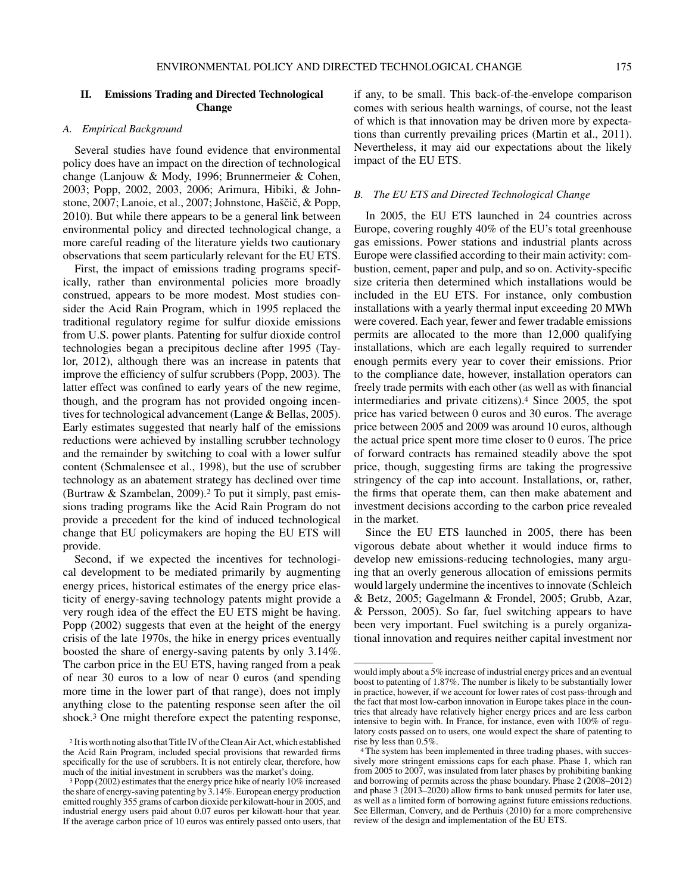## II. Emissions Trading and Directed Technological Change

### A. Empirical Background

Several studies have found evidence that environmental policy does have an impact on the direction of technological change (Lanjouw & Mody, 1996; Brunnermeier & Cohen, 2003; Popp, 2002, 2003, 2006; Arimura, Hibiki, & Johnstone, 2007; Lanoie, et al., 2007; Johnstone, Haščič, & Popp, 2010). But while there appears to be a general link between environmental policy and directed technological change, a more careful reading of the literature yields two cautionary observations that seem particularly relevant for the EU ETS.

First, the impact of emissions trading programs specifically, rather than environmental policies more broadly construed, appears to be more modest. Most studies consider the Acid Rain Program, which in 1995 replaced the traditional regulatory regime for sulfur dioxide emissions from U.S. power plants. Patenting for sulfur dioxide control technologies began a precipitous decline after 1995 (Taylor, 2012), although there was an increase in patents that improve the efficiency of sulfur scrubbers (Popp, 2003). The latter effect was confined to early years of the new regime, though, and the program has not provided ongoing incentives for technological advancement (Lange & Bellas, 2005). Early estimates suggested that nearly half of the emissions reductions were achieved by installing scrubber technology and the remainder by switching to coal with a lower sulfur content (Schmalensee et al., 1998), but the use of scrubber technology as an abatement strategy has declined over time (Burtraw & Szambelan, 2009).[2] To put it simply, past emissions trading programs like the Acid Rain Program do not provide a precedent for the kind of induced technological change that EU policymakers are hoping the EU ETS will provide.

Second, if we expected the incentives for technological development to be mediated primarily by augmenting energy prices, historical estimates of the energy price elasticity of energy-saving technology patents might provide a very rough idea of the effect the EU ETS might be having. Popp (2002) suggests that even at the height of the energy crisis of the late 1970s, the hike in energy prices eventually boosted the share of energy-saving patents by only 3.14%. The carbon price in the EU ETS, having ranged from a peak of near 30 euros to a low of near 0 euros (and spending more time in the lower part of that range), does not imply anything close to the patenting response seen after the oil shock.[3] One might therefore expect the patenting response, if any, to be small. This back-of-the-envelope comparison comes with serious health warnings, of course, not the least of which is that innovation may be driven more by expectations than currently prevailing prices (Martin et al., 2011). Nevertheless, it may aid our expectations about the likely impact of the EU ETS.

### B. The EU ETS and Directed Technological Change

In 2005, the EU ETS launched in 24 countries across Europe, covering roughly 40% of the EU's total greenhouse gas emissions. Power stations and industrial plants across Europe were classified according to their main activity: combustion, cement, paper and pulp, and so on. Activity-specific size criteria then determined which installations would be included in the EU ETS. For instance, only combustion installations with a yearly thermal input exceeding 20 MWh were covered. Each year, fewer and fewer tradable emissions permits are allocated to the more than 12,000 qualifying installations, which are each legally required to surrender enough permits every year to cover their emissions. Prior to the compliance date, however, installation operators can freely trade permits with each other (as well as with financial intermediaries and private citizens).[4] Since 2005, the spot price has varied between 0 euros and 30 euros. The average price between 2005 and 2009 was around 10 euros, although the actual price spent more time closer to 0 euros. The price of forward contracts has remained steadily above the spot price, though, suggesting firms are taking the progressive stringency of the cap into account. Installations, or, rather, the firms that operate them, can then make abatement and investment decisions according to the carbon price revealed in the market.

Since the EU ETS launched in 2005, there has been vigorous debate about whether it would induce firms to develop new emissions-reducing technologies, many arguing that an overly generous allocation of emissions permits would largely undermine the incentives to innovate (Schleich & Betz, 2005; Gagelmann & Frondel, 2005; Grubb, Azar, & Persson, 2005). So far, fuel switching appears to have been very important. Fuel switching is a purely organizational innovation and requires neither capital investment nor

---

[2] It is worth noting also that Title IV of the Clean Air Act, which established the Acid Rain Program, included special provisions that rewarded firms specifically for the use of scrubbers. It is not entirely clear, therefore, how much of the initial investment in scrubbers was the market's doing.

[3] Popp (2002) estimates that the energy price hike of nearly 10% increased the share of energy-saving patenting by 3.14%. European energy production emitted roughly 355 grams of carbon dioxide per kilowatt-hour in 2005, and industrial energy users paid about 0.07 euros per kilowatt-hour that year. If the average carbon price of 10 euros was entirely passed onto users, that would imply about a 5% increase of industrial energy prices and an eventual boost to patenting of 1.87%. The number is likely to be substantially lower in practice, however, if we account for lower rates of cost pass-through and the fact that most low-carbon innovation in Europe takes place in the countries that already have relatively higher energy prices and are less carbon intensive to begin with. In France, for instance, even with 100% of regulatory costs passed on to users, one would expect the share of patenting to rise by less than 0.5%.

[4] The system has been implemented in three trading phases, with successively more stringent emissions caps for each phase. Phase 1, which ran from 2005 to 2007, was insulated from later phases by prohibiting banking and borrowing of permits across the phase boundary. Phase 2 (2008–2012) and phase 3 (2013–2020) allow firms to bank unused permits for later use, as well as a limited form of borrowing against future emissions reductions. See Ellerman, Convery, and de Perthuis (2010) for a more comprehensive review of the design and implementation of the EU ETS.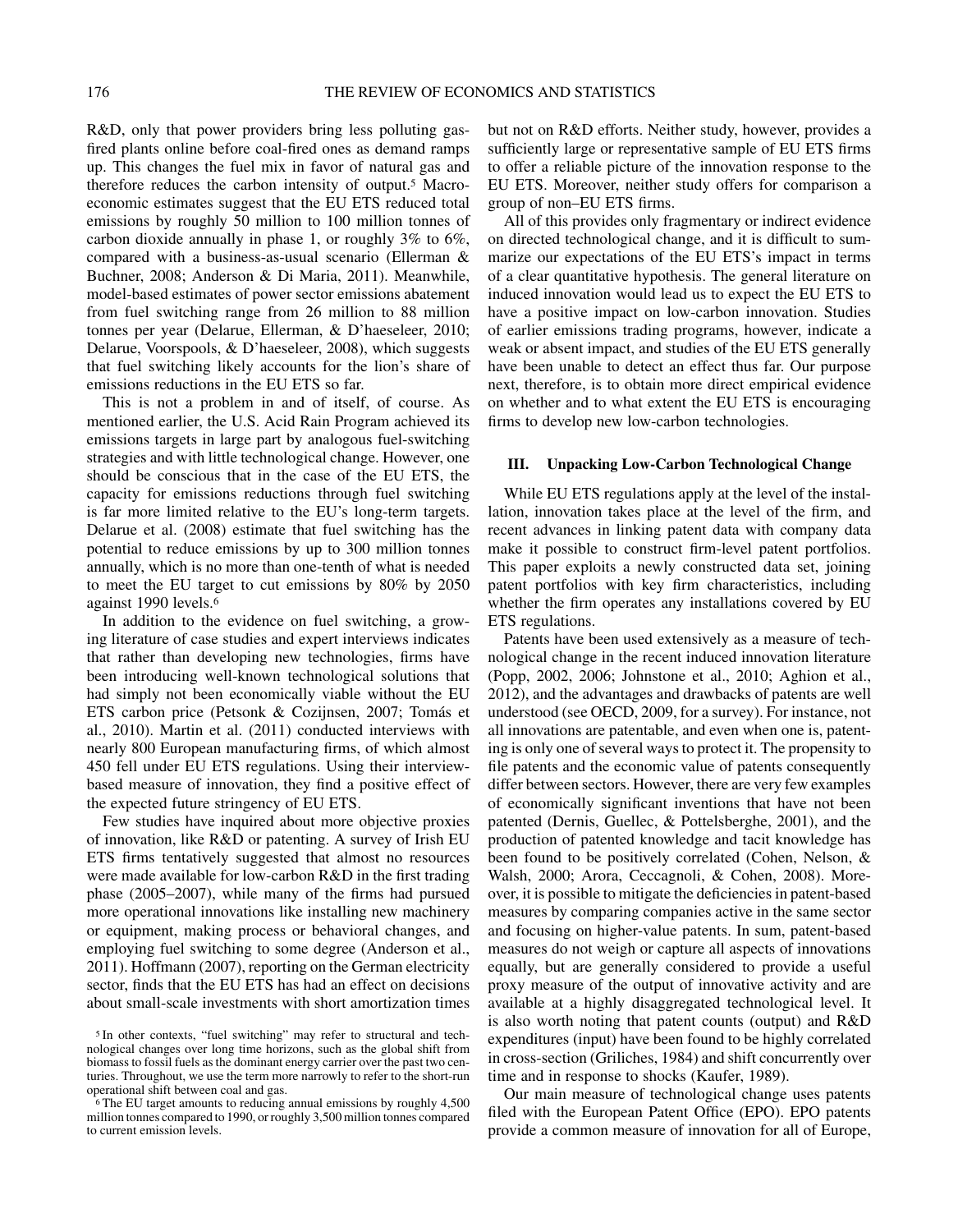R&D, only that power providers bring less polluting gas-fired plants online before coal-fired ones as demand ramps up. This changes the fuel mix in favor of natural gas and therefore reduces the carbon intensity of output.[5] Macroeconomic estimates suggest that the EU ETS reduced total emissions by roughly 50 million to 100 million tonnes of carbon dioxide annually in phase 1, or roughly 3% to 6%, compared with a business-as-usual scenario (Ellerman & Buchner, 2008; Anderson & Di Maria, 2011). Meanwhile, model-based estimates of power sector emissions abatement from fuel switching range from 26 million to 88 million tonnes per year (Delarue, Ellerman, & D'haeseleer, 2010; Delarue, Voorspools, & D'haeseleer, 2008), which suggests that fuel switching likely accounts for the lion's share of emissions reductions in the EU ETS so far.

This is not a problem in and of itself, of course. As mentioned earlier, the U.S. Acid Rain Program achieved its emissions targets in large part by analogous fuel-switching strategies and with little technological change. However, one should be conscious that in the case of the EU ETS, the capacity for emissions reductions through fuel switching is far more limited relative to the EU's long-term targets. Delarue et al. (2008) estimate that fuel switching has the potential to reduce emissions by up to 300 million tonnes annually, which is no more than one-tenth of what is needed to meet the EU target to cut emissions by 80% by 2050 against 1990 levels.[6]

In addition to the evidence on fuel switching, a growing literature of case studies and expert interviews indicates that rather than developing new technologies, firms have been introducing well-known technological solutions that had simply not been economically viable without the EU ETS carbon price (Petsonk & Cozijnsen, 2007; Tomás et al., 2010). Martin et al. (2011) conducted interviews with nearly 800 European manufacturing firms, of which almost 450 fell under EU ETS regulations. Using their interview-based measure of innovation, they find a positive effect of the expected future stringency of EU ETS.

Few studies have inquired about more objective proxies of innovation, like R&D or patenting. A survey of Irish EU ETS firms tentatively suggested that almost no resources were made available for low-carbon R&D in the first trading phase (2005–2007), while many of the firms had pursued more operational innovations like installing new machinery or equipment, making process or behavioral changes, and employing fuel switching to some degree (Anderson et al., 2011). Hoffmann (2007), reporting on the German electricity sector, finds that the EU ETS has had an effect on decisions about small-scale investments with short amortization times but not on R&D efforts. Neither study, however, provides a sufficiently large or representative sample of EU ETS firms to offer a reliable picture of the innovation response to the EU ETS. Moreover, neither study offers for comparison a group of non–EU ETS firms.

All of this provides only fragmentary or indirect evidence on directed technological change, and it is difficult to summarize our expectations of the EU ETS's impact in terms of a clear quantitative hypothesis. The general literature on induced innovation would lead us to expect the EU ETS to have a positive impact on low-carbon innovation. Studies of earlier emissions trading programs, however, indicate a weak or absent impact, and studies of the EU ETS generally have been unable to detect an effect thus far. Our purpose next, therefore, is to obtain more direct empirical evidence on whether and to what extent the EU ETS is encouraging firms to develop new low-carbon technologies.

## III. Unpacking Low-Carbon Technological Change

While EU ETS regulations apply at the level of the installation, innovation takes place at the level of the firm, and recent advances in linking patent data with company data make it possible to construct firm-level patent portfolios. This paper exploits a newly constructed data set, joining patent portfolios with key firm characteristics, including whether the firm operates any installations covered by EU ETS regulations.

Patents have been used extensively as a measure of technological change in the recent induced innovation literature (Popp, 2002, 2006; Johnstone et al., 2010; Aghion et al., 2012), and the advantages and drawbacks of patents are well understood (see OECD, 2009, for a survey). For instance, not all innovations are patentable, and even when one is, patenting is only one of several ways to protect it. The propensity to file patents and the economic value of patents consequently differ between sectors. However, there are very few examples of economically significant inventions that have not been patented (Dernis, Guellec, & Pottelsberghe, 2001), and the production of patented knowledge and tacit knowledge has been found to be positively correlated (Cohen, Nelson, & Walsh, 2000; Arora, Ceccagnoli, & Cohen, 2008). Moreover, it is possible to mitigate the deficiencies in patent-based measures by comparing companies active in the same sector and focusing on higher-value patents. In sum, patent-based measures do not weigh or capture all aspects of innovations equally, but are generally considered to provide a useful proxy measure of the output of innovative activity and are available at a highly disaggregated technological level. It is also worth noting that patent counts (output) and R&D expenditures (input) have been found to be highly correlated in cross-section (Griliches, 1984) and shift concurrently over time and in response to shocks (Kaufer, 1989).

Our main measure of technological change uses patents filed with the European Patent Office (EPO). EPO patents provide a common measure of innovation for all of Europe,

[5] In other contexts, "fuel switching" may refer to structural and technological changes over long time horizons, such as the global shift from biomass to fossil fuels as the dominant energy carrier over the past two centuries. Throughout, we use the term more narrowly to refer to the short-run operational shift between coal and gas.

[6] The EU target amounts to reducing annual emissions by roughly 4,500 million tonnes compared to 1990, or roughly 3,500 million tonnes compared to current emission levels.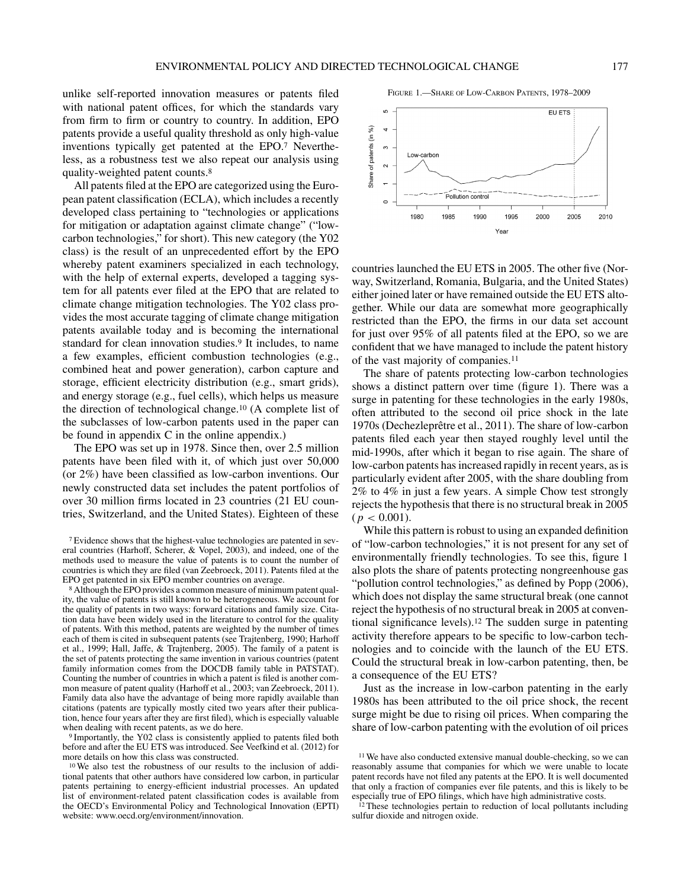unlike self-reported innovation measures or patents filed with national patent offices, for which the standards vary from firm to firm or country to country. In addition, EPO patents provide a useful quality threshold as only high-value inventions typically get patented at the EPO.[7] Nevertheless, as a robustness test we also repeat our analysis using quality-weighted patent counts.[8]

All patents filed at the EPO are categorized using the European patent classification (ECLA), which includes a recently developed class pertaining to "technologies or applications for mitigation or adaptation against climate change" ("low-carbon technologies," for short). This new category (the Y02 class) is the result of an unprecedented effort by the EPO whereby patent examiners specialized in each technology, with the help of external experts, developed a tagging system for all patents ever filed at the EPO that are related to climate change mitigation technologies. The Y02 class provides the most accurate tagging of climate change mitigation patents available today and is becoming the international standard for clean innovation studies.[9] It includes, to name a few examples, efficient combustion technologies (e.g., combined heat and power generation), carbon capture and storage, efficient electricity distribution (e.g., smart grids), and energy storage (e.g., fuel cells), which helps us measure the direction of technological change.[10] (A complete list of the subclasses of low-carbon patents used in the paper can be found in appendix C in the online appendix.)

The EPO was set up in 1978. Since then, over 2.5 million patents have been filed with it, of which just over 50,000 (or 2%) have been classified as low-carbon inventions. Our newly constructed data set includes the patent portfolios of over 30 million firms located in 23 countries (21 EU countries, Switzerland, and the United States). Eighteen of these countries launched the EU ETS in 2005. The other five (Norway, Switzerland, Romania, Bulgaria, and the United States) either joined later or have remained outside the EU ETS altogether. While our data are somewhat more geographically restricted than the EPO, the firms in our data set account for just over 95% of all patents filed at the EPO, so we are confident that we have managed to include the patent history of the vast majority of companies.[11]

Figure 1.—Share of Low-Carbon Patents, 1978–2009

The share of patents protecting low-carbon technologies shows a distinct pattern over time (figure 1). There was a surge in patenting for these technologies in the early 1980s, often attributed to the second oil price shock in the late 1970s (Dechezleprêtre et al., 2011). The share of low-carbon patents filed each year then stayed roughly level until the mid-1990s, after which it began to rise again. The share of low-carbon patents has increased rapidly in recent years, as is particularly evident after 2005, with the share doubling from 2% to 4% in just a few years. A simple Chow test strongly rejects the hypothesis that there is no structural break in 2005 ($p < 0.001$).

While this pattern is robust to using an expanded definition of "low-carbon technologies," it is not present for any set of environmentally friendly technologies. To see this, figure 1 also plots the share of patents protecting nongreenhouse gas "pollution control technologies," as defined by Popp (2006), which does not display the same structural break (one cannot reject the hypothesis of no structural break in 2005 at conventional significance levels).[12] The sudden surge in patenting activity therefore appears to be specific to low-carbon technologies and to coincide with the launch of the EU ETS. Could the structural break in low-carbon patenting, then, be a consequence of the EU ETS?

Just as the increase in low-carbon patenting in the early 1980s has been attributed to the oil price shock, the recent surge might be due to rising oil prices. When comparing the share of low-carbon patenting with the evolution of oil prices

[7] Evidence shows that the highest-value technologies are patented in several countries (Harhoff, Scherer, & Vopel, 2003), and indeed, one of the methods used to measure the value of patents is to count the number of countries is which they are filed (van Zeebroeck, 2011). Patents filed at the EPO get patented in six EPO member countries on average.

[8] Although the EPO provides a common measure of minimum patent quality, the value of patents is still known to be heterogeneous. We account for the quality of patents in two ways: forward citations and family size. Citation data have been widely used in the literature to control for the quality of patents. With this method, patents are weighted by the number of times each of them is cited in subsequent patents (see Trajtenberg, 1990; Harhoff et al., 1999; Hall, Jaffe, & Trajtenberg, 2005). The family of a patent is the set of patents protecting the same invention in various countries (patent family information comes from the DOCDB family table in PATSTAT). Counting the number of countries in which a patent is filed is another common measure of patent quality (Harhoff et al., 2003; van Zeebroeck, 2011). Family data also have the advantage of being more rapidly available than citations (patents are typically mostly cited two years after their publication, hence four years after they are first filed), which is especially valuable when dealing with recent patents, as we do here.

[9] Importantly, the Y02 class is consistently applied to patents filed both before and after the EU ETS was introduced. See Veefkind et al. (2012) for more details on how this class was constructed.

[10] We also test the robustness of our results to the inclusion of additional patents that other authors have considered low carbon, in particular patents pertaining to energy-efficient industrial processes. An updated list of environment-related patent classification codes is available from the OECD's Environmental Policy and Technological Innovation (EPTI) website: www.oecd.org/environment/innovation.

[11] We have also conducted extensive manual double-checking, so we can reasonably assume that companies for which we were unable to locate patent records have not filed any patents at the EPO. It is well documented that only a fraction of companies ever file patents, and this is likely to be especially true of EPO filings, which have high administrative costs.

[12] These technologies pertain to reduction of local pollutants including sulfur dioxide and nitrogen oxide.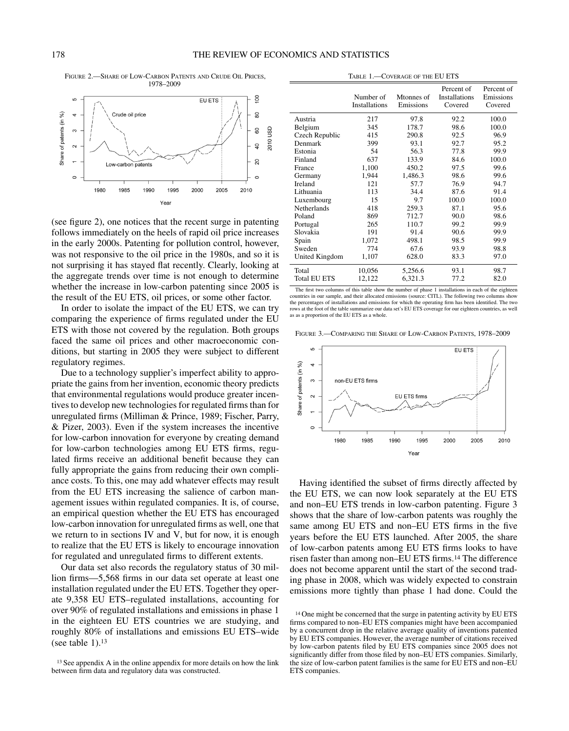FIGURE 2.—SHARE OF LOW-CARBON PATENTS AND CRUDE OIL PRICES, 1978–2009

(see figure 2), one notices that the recent surge in patenting follows immediately on the heels of rapid oil price increases in the early 2000s. Patenting for pollution control, however, was not responsive to the oil price in the 1980s, and so it is not surprising it has stayed flat recently. Clearly, looking at the aggregate trends over time is not enough to determine whether the increase in low-carbon patenting since 2005 is the result of the EU ETS, oil prices, or some other factor.

In order to isolate the impact of the EU ETS, we can try comparing the experience of firms regulated under the EU ETS with those not covered by the regulation. Both groups faced the same oil prices and other macroeconomic conditions, but starting in 2005 they were subject to different regulatory regimes.

Due to a technology supplier's imperfect ability to appropriate the gains from her invention, economic theory predicts that environmental regulations would produce greater incentives to develop new technologies for regulated firms than for unregulated firms (Milliman & Prince, 1989; Fischer, Parry, & Pizer, 2003). Even if the system increases the incentive for low-carbon innovation for everyone by creating demand for low-carbon technologies among EU ETS firms, regulated firms receive an additional benefit because they can fully appropriate the gains from reducing their own compliance costs. To this, one may add whatever effects may result from the EU ETS increasing the salience of carbon management issues within regulated companies. It is, of course, an empirical question whether the EU ETS has encouraged low-carbon innovation for unregulated firms as well, one that we return to in sections IV and V, but for now, it is enough to realize that the EU ETS is likely to encourage innovation for regulated and unregulated firms to different extents.

Our data set also records the regulatory status of 30 million firms—5,568 firms in our data set operate at least one installation regulated under the EU ETS. Together they operate 9,358 EU ETS–regulated installations, accounting for over 90% of regulated installations and emissions in phase 1 in the eighteen EU ETS countries we are studying, and roughly 80% of installations and emissions EU ETS–wide (see table 1).[13]

[13] See appendix A in the online appendix for more details on how the link between firm data and regulatory data was constructed.

TABLE 1.—COVERAGE OF THE EU ETS

| | Number of Installations | Mtonnes of Emissions | Percent of Installations Covered | Percent of Emissions Covered |
|---|---|---|---|---|
| Austria | 217 | 97.8 | 92.2 | 100.0 |
| Belgium | 345 | 178.7 | 98.6 | 100.0 |
| Czech Republic | 415 | 290.8 | 92.5 | 96.9 |
| Denmark | 399 | 93.1 | 92.7 | 95.2 |
| Estonia | 54 | 56.3 | 77.8 | 99.9 |
| Finland | 637 | 133.9 | 84.6 | 100.0 |
| France | 1,100 | 450.2 | 97.5 | 99.6 |
| Germany | 1,944 | 1,486.3 | 98.6 | 99.6 |
| Ireland | 121 | 57.7 | 76.9 | 94.7 |
| Lithuania | 113 | 34.4 | 87.6 | 91.4 |
| Luxembourg | 15 | 9.7 | 100.0 | 100.0 |
| Netherlands | 418 | 259.3 | 87.1 | 95.6 |
| Poland | 869 | 712.7 | 90.0 | 98.6 |
| Portugal | 265 | 110.7 | 99.2 | 99.9 |
| Slovakia | 191 | 91.4 | 90.6 | 99.9 |
| Spain | 1,072 | 498.1 | 98.5 | 99.9 |
| Sweden | 774 | 67.6 | 93.9 | 98.8 |
| United Kingdom | 1,107 | 628.0 | 83.3 | 97.0 |
| Total | 10,056 | 5,256.6 | 93.1 | 98.7 |
| Total EU ETS | 12,122 | 6,321.3 | 77.2 | 82.0 |

The first two columns of this table show the number of phase 1 installations in each of the eighteen countries in our sample, and their allocated emissions (source: CITL). The following two columns show the percentages of installations and emissions for which the operating firm has been identified. The two rows at the foot of the table summarize our data set's EU ETS coverage for our eighteen countries, as well as as a proportion of the EU ETS as a whole.

FIGURE 3.—COMPARING THE SHARE OF LOW-CARBON PATENTS, 1978–2009

Having identified the subset of firms directly affected by the EU ETS, we can now look separately at the EU ETS and non–EU ETS trends in low-carbon patenting. Figure 3 shows that the share of low-carbon patents was roughly the same among EU ETS and non–EU ETS firms in the five years before the EU ETS launched. After 2005, the share of low-carbon patents among EU ETS firms looks to have risen faster than among non–EU ETS firms.[14] The difference does not become apparent until the start of the second trading phase in 2008, which was widely expected to constrain emissions more tightly than phase 1 had done. Could the

[14] One might be concerned that the surge in patenting activity by EU ETS firms compared to non–EU ETS companies might have been accompanied by a concurrent drop in the relative average quality of inventions patented by EU ETS companies. However, the average number of citations received by low-carbon patents filed by EU ETS companies since 2005 does not significantly differ from those filed by non–EU ETS companies. Similarly, the size of low-carbon patent families is the same for EU ETS and non–EU ETS companies.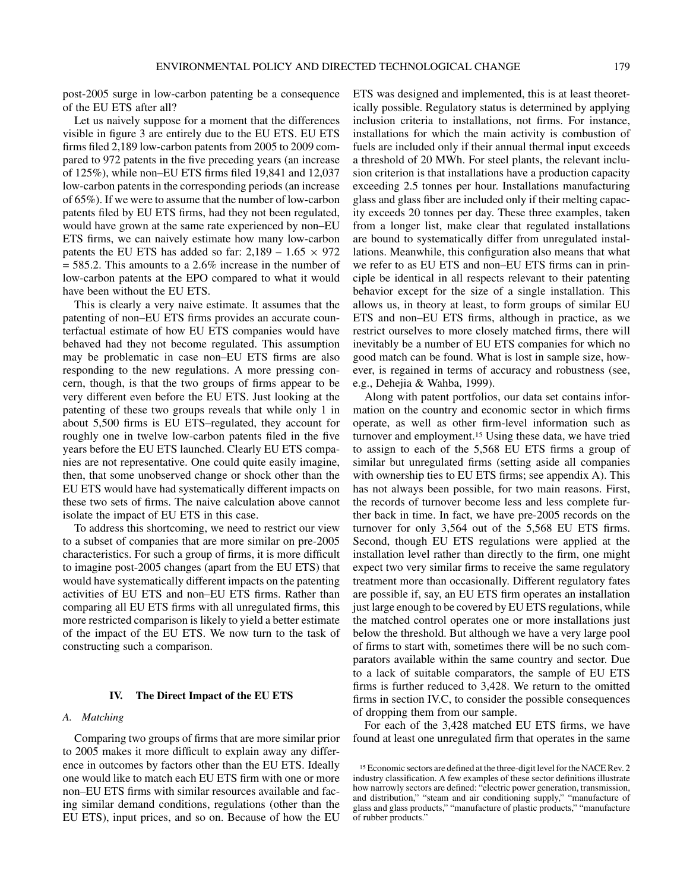post-2005 surge in low-carbon patenting be a consequence of the EU ETS after all?

Let us naively suppose for a moment that the differences visible in figure 3 are entirely due to the EU ETS. EU ETS firms filed 2,189 low-carbon patents from 2005 to 2009 compared to 972 patents in the five preceding years (an increase of 125%), while non–EU ETS firms filed 19,841 and 12,037 low-carbon patents in the corresponding periods (an increase of 65%). If we were to assume that the number of low-carbon patents filed by EU ETS firms, had they not been regulated, would have grown at the same rate experienced by non–EU ETS firms, we can naively estimate how many low-carbon patents the EU ETS has added so far: $2{,}189 - 1.65 \times 972 = 585.2$. This amounts to a 2.6% increase in the number of low-carbon patents at the EPO compared to what it would have been without the EU ETS.

This is clearly a very naive estimate. It assumes that the patenting of non–EU ETS firms provides an accurate counterfactual estimate of how EU ETS companies would have behaved had they not become regulated. This assumption may be problematic in case non–EU ETS firms are also responding to the new regulations. A more pressing concern, though, is that the two groups of firms appear to be very different even before the EU ETS. Just looking at the patenting of these two groups reveals that while only 1 in about 5,500 firms is EU ETS–regulated, they account for roughly one in twelve low-carbon patents filed in the five years before the EU ETS launched. Clearly EU ETS companies are not representative. One could quite easily imagine, then, that some unobserved change or shock other than the EU ETS would have had systematically different impacts on these two sets of firms. The naive calculation above cannot isolate the impact of EU ETS in this case.

To address this shortcoming, we need to restrict our view to a subset of companies that are more similar on pre-2005 characteristics. For such a group of firms, it is more difficult to imagine post-2005 changes (apart from the EU ETS) that would have systematically different impacts on the patenting activities of EU ETS and non–EU ETS firms. Rather than comparing all EU ETS firms with all unregulated firms, this more restricted comparison is likely to yield a better estimate of the impact of the EU ETS. We now turn to the task of constructing such a comparison.

## IV. The Direct Impact of the EU ETS

### A. Matching

Comparing two groups of firms that are more similar prior to 2005 makes it more difficult to explain away any difference in outcomes by factors other than the EU ETS. Ideally one would like to match each EU ETS firm with one or more non–EU ETS firms with similar resources available and facing similar demand conditions, regulations (other than the EU ETS), input prices, and so on. Because of how the EU ETS was designed and implemented, this is at least theoretically possible. Regulatory status is determined by applying inclusion criteria to installations, not firms. For instance, installations for which the main activity is combustion of fuels are included only if their annual thermal input exceeds a threshold of 20 MWh. For steel plants, the relevant inclusion criterion is that installations have a production capacity exceeding 2.5 tonnes per hour. Installations manufacturing glass and glass fiber are included only if their melting capacity exceeds 20 tonnes per day. These three examples, taken from a longer list, make clear that regulated installations are bound to systematically differ from unregulated installations. Meanwhile, this configuration also means that what we refer to as EU ETS and non–EU ETS firms can in principle be identical in all respects relevant to their patenting behavior except for the size of a single installation. This allows us, in theory at least, to form groups of similar EU ETS and non–EU ETS firms, although in practice, as we restrict ourselves to more closely matched firms, there will inevitably be a number of EU ETS companies for which no good match can be found. What is lost in sample size, however, is regained in terms of accuracy and robustness (see, e.g., Dehejia & Wahba, 1999).

Along with patent portfolios, our data set contains information on the country and economic sector in which firms operate, as well as other firm-level information such as turnover and employment.[15] Using these data, we have tried to assign to each of the 5,568 EU ETS firms a group of similar but unregulated firms (setting aside all companies with ownership ties to EU ETS firms; see appendix A). This has not always been possible, for two main reasons. First, the records of turnover become less and less complete further back in time. In fact, we have pre-2005 records on the turnover for only 3,564 out of the 5,568 EU ETS firms. Second, though EU ETS regulations were applied at the installation level rather than directly to the firm, one might expect two very similar firms to receive the same regulatory treatment more than occasionally. Different regulatory fates are possible if, say, an EU ETS firm operates an installation just large enough to be covered by EU ETS regulations, while the matched control operates one or more installations just below the threshold. But although we have a very large pool of firms to start with, sometimes there will be no such comparators available within the same country and sector. Due to a lack of suitable comparators, the sample of EU ETS firms is further reduced to 3,428. We return to the omitted firms in section IV.C, to consider the possible consequences of dropping them from our sample.

For each of the 3,428 matched EU ETS firms, we have found at least one unregulated firm that operates in the same

[15] Economic sectors are defined at the three-digit level for the NACE Rev. 2 industry classification. A few examples of these sector definitions illustrate how narrowly sectors are defined: "electric power generation, transmission, and distribution," "steam and air conditioning supply," "manufacture of glass and glass products," "manufacture of plastic products," "manufacture of rubber products."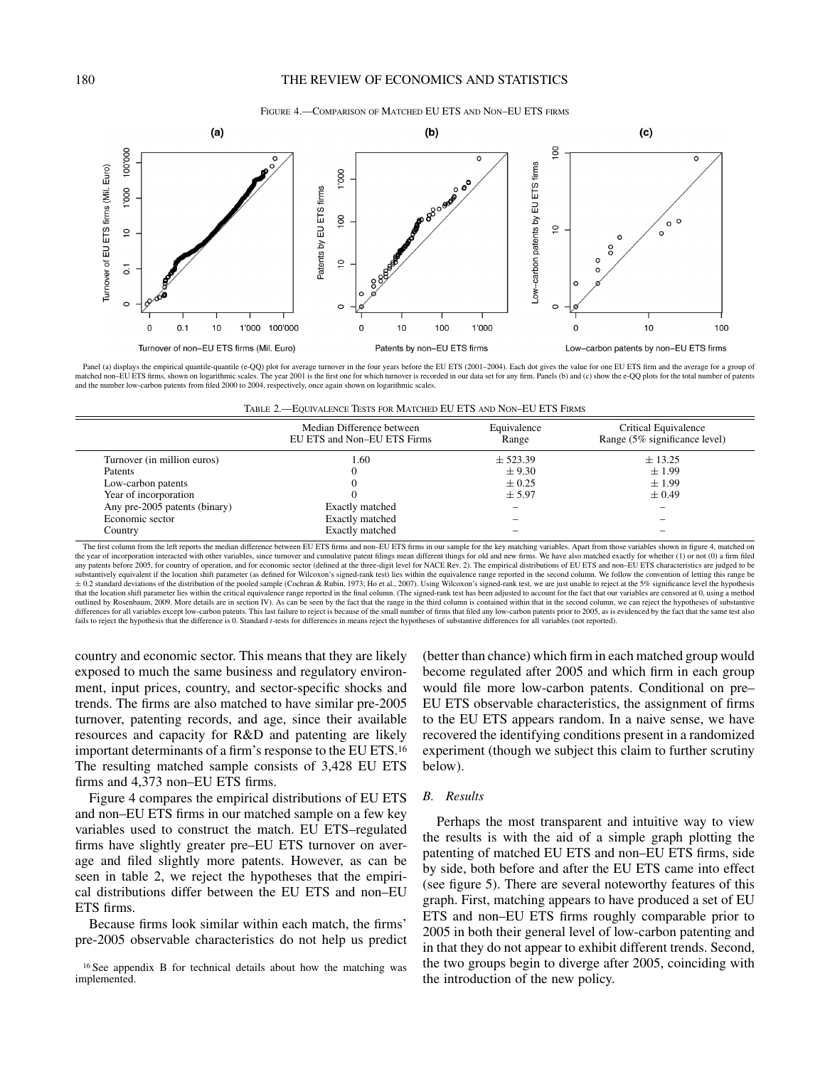FIGURE 4.—COMPARISON OF MATCHED EU ETS AND NON–EU ETS FIRMS

Panel (a) displays the empirical quantile-quantile (e-QQ) plot for average turnover in the four years before the EU ETS (2001–2004). Each dot gives the value for one EU ETS firm and the average for a group of matched non–EU ETS firms, shown on logarithmic scales. The year 2001 is the first one for which turnover is recorded in our data set for any firm. Panels (b) and (c) show the e-QQ plots for the total number of patents and the number low-carbon patents from filed 2000 to 2004, respectively, once again shown on logarithmic scales.

TABLE 2.—EQUIVALENCE TESTS FOR MATCHED EU ETS AND NON–EU ETS FIRMS

| | Median Difference between EU ETS and Non–EU ETS Firms | Equivalence Range | Critical Equivalence Range (5% significance level) |
|---|---|---|---|
| Turnover (in million euros) | 1.60 | ± 523.39 | ± 13.25 |
| Patents | 0 | ± 9.30 | ± 1.99 |
| Low-carbon patents | 0 | ± 0.25 | ± 1.99 |
| Year of incorporation | 0 | ± 5.97 | ± 0.49 |
| Any pre-2005 patents (binary) | Exactly matched | – | – |
| Economic sector | Exactly matched | – | – |
| Country | Exactly matched | – | – |

The first column from the left reports the median difference between EU ETS firms and non–EU ETS firms in our sample for the key matching variables. Apart from those variables shown in figure 4, matched on the year of incorporation interacted with other variables, since turnover and cumulative patent filings mean different things for old and new firms. We have also matched exactly for whether (1) or not (0) a firm filed any patents before 2005, for country of operation, and for economic sector (defined at the three-digit level for NACE Rev. 2). The empirical distributions of EU ETS and non–EU ETS characteristics are judged to be substantively equivalent if the location shift parameter (as defined for Wilcoxon's signed-rank test) lies within the equivalence range reported in the second column. We follow the convention of letting this range be ± 0.2 standard deviations of the distribution of the pooled sample (Cochran & Rubin, 1973; Ho et al., 2007). Using Wilcoxon's signed-rank test, we are just unable to reject at the 5% significance level the hypothesis that the location shift parameter lies within the critical equivalence range reported in the final column. (The signed-rank test has been adjusted to account for the fact that our variables are censored at 0, using a method outlined by Rosenbaum, 2009. More details are in section IV). As can be seen by the fact that the range in the third column is contained within that in the second column, we can reject the hypotheses of substantive differences for all variables except low-carbon patents. This last failure to reject is because of the small number of firms that filed any low-carbon patents prior to 2005, as is evidenced by the fact that the same test also fails to reject the hypothesis that the difference is 0. Standard $t$-tests for differences in means reject the hypotheses of substantive differences for all variables (not reported).

country and economic sector. This means that they are likely exposed to much the same business and regulatory environment, input prices, country, and sector-specific shocks and trends. The firms are also matched to have similar pre-2005 turnover, patenting records, and age, since their available resources and capacity for R&D and patenting are likely important determinants of a firm's response to the EU ETS.[16] The resulting matched sample consists of 3,428 EU ETS firms and 4,373 non–EU ETS firms.

Figure 4 compares the empirical distributions of EU ETS and non–EU ETS firms in our matched sample on a few key variables used to construct the match. EU ETS–regulated firms have slightly greater pre–EU ETS turnover on average and filed slightly more patents. However, as can be seen in table 2, we reject the hypotheses that the empirical distributions differ between the EU ETS and non–EU ETS firms.

Because firms look similar within each match, the firms' pre-2005 observable characteristics do not help us predict (better than chance) which firm in each matched group would become regulated after 2005 and which firm in each group would file more low-carbon patents. Conditional on pre–EU ETS observable characteristics, the assignment of firms to the EU ETS appears random. In a naive sense, we have recovered the identifying conditions present in a randomized experiment (though we subject this claim to further scrutiny below).

### *B. Results*

Perhaps the most transparent and intuitive way to view the results is with the aid of a simple graph plotting the patenting of matched EU ETS and non–EU ETS firms, side by side, both before and after the EU ETS came into effect (see figure 5). There are several noteworthy features of this graph. First, matching appears to have produced a set of EU ETS and non–EU ETS firms roughly comparable prior to 2005 in both their general level of low-carbon patenting and in that they do not appear to exhibit different trends. Second, the two groups begin to diverge after 2005, coinciding with the introduction of the new policy.

[16] See appendix B for technical details about how the matching was implemented.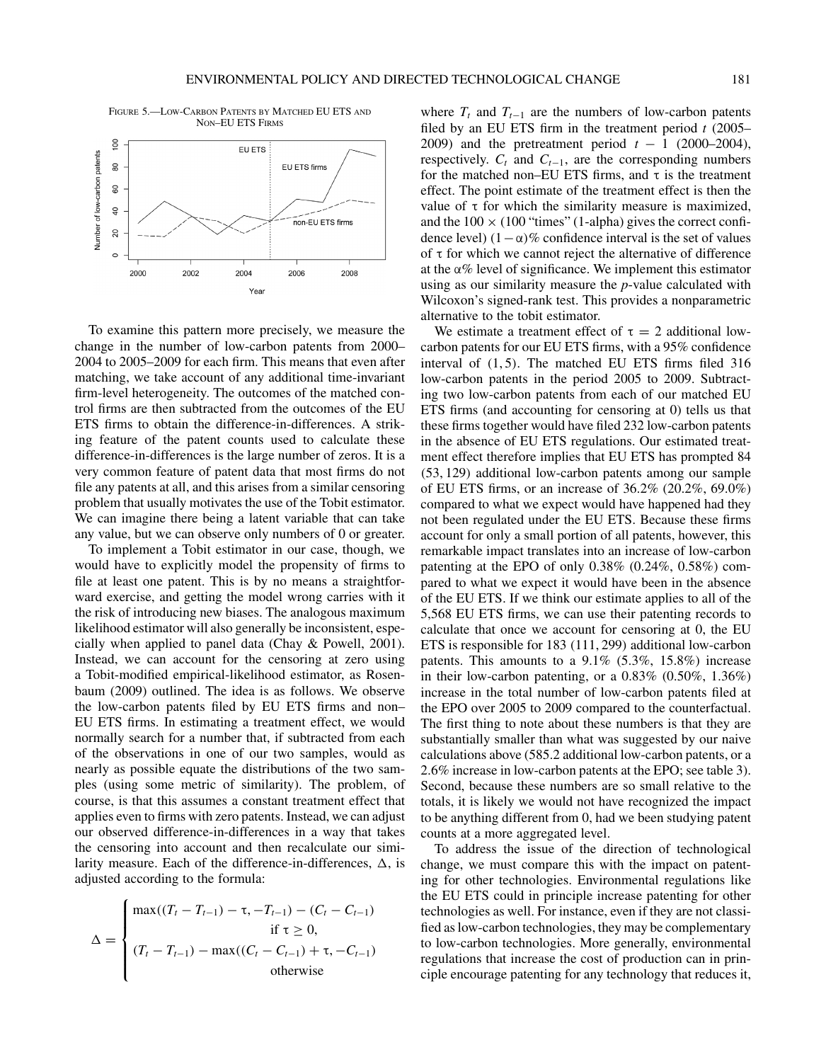FIGURE 5.—LOW-CARBON PATENTS BY MATCHED EU ETS AND NON–EU ETS FIRMS

To examine this pattern more precisely, we measure the change in the number of low-carbon patents from 2000–2004 to 2005–2009 for each firm. This means that even after matching, we take account of any additional time-invariant firm-level heterogeneity. The outcomes of the matched control firms are then subtracted from the outcomes of the EU ETS firms to obtain the difference-in-differences. A striking feature of the patent counts used to calculate these difference-in-differences is the large number of zeros. It is a very common feature of patent data that most firms do not file any patents at all, and this arises from a similar censoring problem that usually motivates the use of the Tobit estimator. We can imagine there being a latent variable that can take any value, but we can observe only numbers of 0 or greater.

To implement a Tobit estimator in our case, though, we would have to explicitly model the propensity of firms to file at least one patent. This is by no means a straightforward exercise, and getting the model wrong carries with it the risk of introducing new biases. The analogous maximum likelihood estimator will also generally be inconsistent, especially when applied to panel data (Chay & Powell, 2001). Instead, we can account for the censoring at zero using a Tobit-modified empirical-likelihood estimator, as Rosenbaum (2009) outlined. The idea is as follows. We observe the low-carbon patents filed by EU ETS firms and non–EU ETS firms. In estimating a treatment effect, we would normally search for a number that, if subtracted from each of the observations in one of our two samples, would as nearly as possible equate the distributions of the two samples (using some metric of similarity). The problem, of course, is that this assumes a constant treatment effect that applies even to firms with zero patents. Instead, we can adjust our observed difference-in-differences in a way that takes the censoring into account and then recalculate our similarity measure. Each of the difference-in-differences, $\Delta$, is adjusted according to the formula:

$$\Delta = \begin{cases} \max((T_t - T_{t-1}) - \tau, -T_{t-1}) - (C_t - C_{t-1}) & \text{if } \tau \geq 0, \\ (T_t - T_{t-1}) - \max((C_t - C_{t-1}) + \tau, -C_{t-1}) & \text{otherwise} \end{cases}$$

where $T_t$ and $T_{t-1}$ are the numbers of low-carbon patents filed by an EU ETS firm in the treatment period $t$ (2005–2009) and the pretreatment period $t - 1$ (2000–2004), respectively. $C_t$ and $C_{t-1}$, are the corresponding numbers for the matched non–EU ETS firms, and $\tau$ is the treatment effect. The point estimate of the treatment effect is then the value of $\tau$ for which the similarity measure is maximized, and the $100 \times$ (100 "times" (1-alpha) gives the correct confidence level) $(1-\alpha)\%$ confidence interval is the set of values of $\tau$ for which we cannot reject the alternative of difference at the $\alpha\%$ level of significance. We implement this estimator using as our similarity measure the $p$-value calculated with Wilcoxon's signed-rank test. This provides a nonparametric alternative to the tobit estimator.

We estimate a treatment effect of $\tau = 2$ additional low-carbon patents for our EU ETS firms, with a 95% confidence interval of (1, 5). The matched EU ETS firms filed 316 low-carbon patents in the period 2005 to 2009. Subtracting two low-carbon patents from each of our matched EU ETS firms (and accounting for censoring at 0) tells us that these firms together would have filed 232 low-carbon patents in the absence of EU ETS regulations. Our estimated treatment effect therefore implies that EU ETS has prompted 84 (53, 129) additional low-carbon patents among our sample of EU ETS firms, or an increase of 36.2% (20.2%, 69.0%) compared to what we expect would have happened had they not been regulated under the EU ETS. Because these firms account for only a small portion of all patents, however, this remarkable impact translates into an increase of low-carbon patenting at the EPO of only 0.38% (0.24%, 0.58%) compared to what we expect it would have been in the absence of the EU ETS. If we think our estimate applies to all of the 5,568 EU ETS firms, we can use their patenting records to calculate that once we account for censoring at 0, the EU ETS is responsible for 183 (111, 299) additional low-carbon patents. This amounts to a 9.1% (5.3%, 15.8%) increase in their low-carbon patenting, or a 0.83% (0.50%, 1.36%) increase in the total number of low-carbon patents filed at the EPO over 2005 to 2009 compared to the counterfactual. The first thing to note about these numbers is that they are substantially smaller than what was suggested by our naive calculations above (585.2 additional low-carbon patents, or a 2.6% increase in low-carbon patents at the EPO; see table 3). Second, because these numbers are so small relative to the totals, it is likely we would not have recognized the impact to be anything different from 0, had we been studying patent counts at a more aggregated level.

To address the issue of the direction of technological change, we must compare this with the impact on patenting for other technologies. Environmental regulations like the EU ETS could in principle increase patenting for other technologies as well. For instance, even if they are not classified as low-carbon technologies, they may be complementary to low-carbon technologies. More generally, environmental regulations that increase the cost of production can in principle encourage patenting for any technology that reduces it,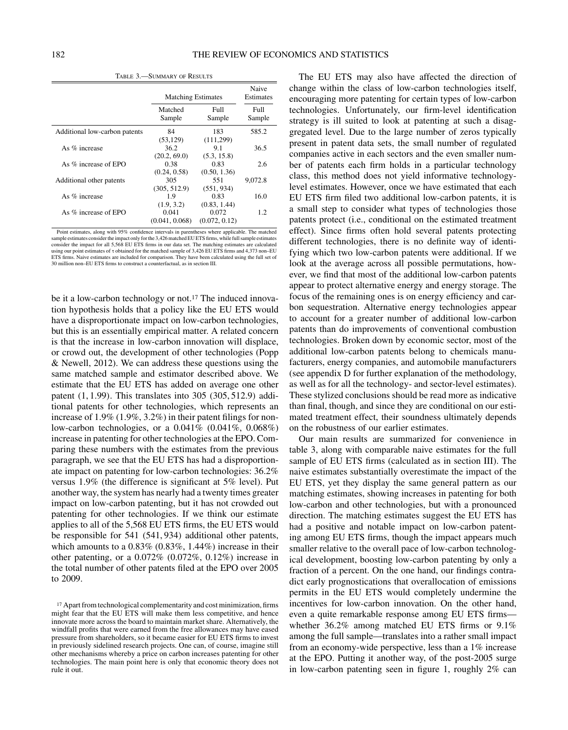Table 3.—Summary of Results

| | Matching Estimates | | Naive Estimates |
|---|---|---|---|
| | Matched Sample | Full Sample | Full Sample |
| Additional low-carbon patents | 84 (53,129) | 183 (111,299) | 585.2 |
| As % increase | 36.2 (20.2, 69.0) | 9.1 (5.3, 15.8) | 36.5 |
| As % increase of EPO | 0.38 (0.24, 0.58) | 0.83 (0.50, 1.36) | 2.6 |
| Additional other patents | 305 (305, 512.9) | 551 (551, 934) | 9,072.8 |
| As % increase | 1.9 (1.9, 3.2) | 0.83 (0.83, 1.44) | 16.0 |
| As % increase of EPO | 0.041 (0.041, 0.068) | 0.072 (0.072, 0.12) | 1.2 |

Point estimates, along with 95% confidence intervals in parentheses where applicable. The matched sample estimates consider the impact only for the 3,426 matched EU ETS firms, while full sample estimates consider the impact for all 5,568 EU ETS firms in our data set. The matching estimates are calculated using our point estimates of $\tau$ obtained for the matched sample of 3,426 EU ETS firms and 4,373 non–EU ETS firms. Naive estimates are included for comparison. They have been calculated using the full set of 30 million non–EU ETS firms to construct a counterfactual, as in section III.

be it a low-carbon technology or not.[17] The induced innovation hypothesis holds that a policy like the EU ETS would have a disproportionate impact on low-carbon technologies, but this is an essentially empirical matter. A related concern is that the increase in low-carbon innovation will displace, or crowd out, the development of other technologies (Popp & Newell, 2012). We can address these questions using the same matched sample and estimator described above. We estimate that the EU ETS has added on average one other patent (1, 1.99). This translates into 305 (305, 512.9) additional patents for other technologies, which represents an increase of 1.9% (1.9%, 3.2%) in their patent filings for non-low-carbon technologies, or a 0.041% (0.041%, 0.068%) increase in patenting for other technologies at the EPO. Comparing these numbers with the estimates from the previous paragraph, we see that the EU ETS has had a disproportionate impact on patenting for low-carbon technologies: 36.2% versus 1.9% (the difference is significant at 5% level). Put another way, the system has nearly had a twenty times greater impact on low-carbon patenting, but it has not crowded out patenting for other technologies. If we think our estimate applies to all of the 5,568 EU ETS firms, the EU ETS would be responsible for 541 (541, 934) additional other patents, which amounts to a 0.83% (0.83%, 1.44%) increase in their other patenting, or a 0.072% (0.072%, 0.12%) increase in the total number of other patents filed at the EPO over 2005 to 2009.

The EU ETS may also have affected the direction of change within the class of low-carbon technologies itself, encouraging more patenting for certain types of low-carbon technologies. Unfortunately, our firm-level identification strategy is ill suited to look at patenting at such a disaggregated level. Due to the large number of zeros typically present in patent data sets, the small number of regulated companies active in each sectors and the even smaller number of patents each firm holds in a particular technology class, this method does not yield informative technology-level estimates. However, once we have estimated that each EU ETS firm filed two additional low-carbon patents, it is a small step to consider what types of technologies those patents protect (i.e., conditional on the estimated treatment effect). Since firms often hold several patents protecting different technologies, there is no definite way of identifying which two low-carbon patents were additional. If we look at the average across all possible permutations, however, we find that most of the additional low-carbon patents appear to protect alternative energy and energy storage. The focus of the remaining ones is on energy efficiency and carbon sequestration. Alternative energy technologies appear to account for a greater number of additional low-carbon patents than do improvements of conventional combustion technologies. Broken down by economic sector, most of the additional low-carbon patents belong to chemicals manufacturers, energy companies, and automobile manufacturers (see appendix D for further explanation of the methodology, as well as for all the technology- and sector-level estimates). These stylized conclusions should be read more as indicative than final, though, and since they are conditional on our estimated treatment effect, their soundness ultimately depends on the robustness of our earlier estimates.

Our main results are summarized for convenience in table 3, along with comparable naive estimates for the full sample of EU ETS firms (calculated as in section III). The naive estimates substantially overestimate the impact of the EU ETS, yet they display the same general pattern as our matching estimates, showing increases in patenting for both low-carbon and other technologies, but with a pronounced direction. The matching estimates suggest the EU ETS has had a positive and notable impact on low-carbon patenting among EU ETS firms, though the impact appears much smaller relative to the overall pace of low-carbon technological development, boosting low-carbon patenting by only a fraction of a percent. On the one hand, our findings contradict early prognostications that overallocation of emissions permits in the EU ETS would completely undermine the incentives for low-carbon innovation. On the other hand, even a quite remarkable response among EU ETS firms—whether 36.2% among matched EU ETS firms or 9.1% among the full sample—translates into a rather small impact from an economy-wide perspective, less than a 1% increase at the EPO. Putting it another way, of the post-2005 surge in low-carbon patenting seen in figure 1, roughly 2% can

[17] Apart from technological complementarity and cost minimization, firms might fear that the EU ETS will make them less competitive, and hence innovate more across the board to maintain market share. Alternatively, the windfall profits that were earned from the free allowances may have eased pressure from shareholders, so it became easier for EU ETS firms to invest in previously sidelined research projects. One can, of course, imagine still other mechanisms whereby a price on carbon increases patenting for other technologies. The main point here is only that economic theory does not rule it out.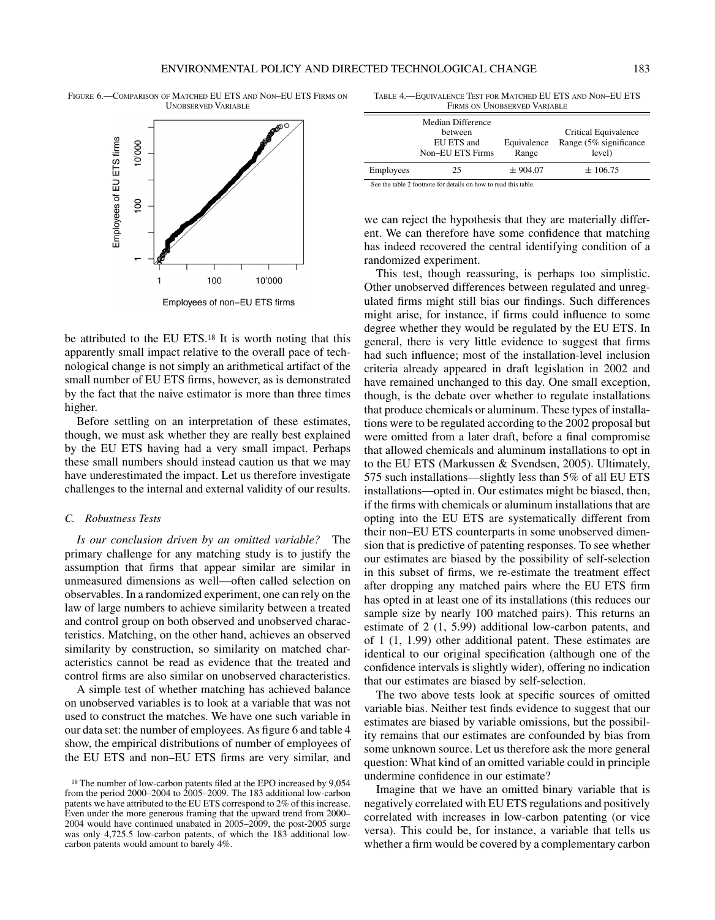FIGURE 6.—COMPARISON OF MATCHED EU ETS AND NON–EU ETS FIRMS ON UNOBSERVED VARIABLE

TABLE 4.—EQUIVALENCE TEST FOR MATCHED EU ETS AND NON–EU ETS FIRMS ON UNOBSERVED VARIABLE

| | Median Difference between EU ETS and Non–EU ETS Firms | Equivalence Range | Critical Equivalence Range (5% significance level) |
|---|---|---|---|
| Employees | 25 | ± 904.07 | ± 106.75 |

See the table 2 footnote for details on how to read this table.

be attributed to the EU ETS.[18] It is worth noting that this apparently small impact relative to the overall pace of technological change is not simply an arithmetical artifact of the small number of EU ETS firms, however, as is demonstrated by the fact that the naive estimator is more than three times higher.

Before settling on an interpretation of these estimates, though, we must ask whether they are really best explained by the EU ETS having had a very small impact. Perhaps these small numbers should instead caution us that we may have underestimated the impact. Let us therefore investigate challenges to the internal and external validity of our results.

### C. Robustness Tests

*Is our conclusion driven by an omitted variable?* The primary challenge for any matching study is to justify the assumption that firms that appear similar are similar in unmeasured dimensions as well—often called selection on observables. In a randomized experiment, one can rely on the law of large numbers to achieve similarity between a treated and control group on both observed and unobserved characteristics. Matching, on the other hand, achieves an observed similarity by construction, so similarity on matched characteristics cannot be read as evidence that the treated and control firms are also similar on unobserved characteristics.

A simple test of whether matching has achieved balance on unobserved variables is to look at a variable that was not used to construct the matches. We have one such variable in our data set: the number of employees. As figure 6 and table 4 show, the empirical distributions of number of employees of the EU ETS and non–EU ETS firms are very similar, and we can reject the hypothesis that they are materially different. We can therefore have some confidence that matching has indeed recovered the central identifying condition of a randomized experiment.

This test, though reassuring, is perhaps too simplistic. Other unobserved differences between regulated and unregulated firms might still bias our findings. Such differences might arise, for instance, if firms could influence to some degree whether they would be regulated by the EU ETS. In general, there is very little evidence to suggest that firms had such influence; most of the installation-level inclusion criteria already appeared in draft legislation in 2002 and have remained unchanged to this day. One small exception, though, is the debate over whether to regulate installations that produce chemicals or aluminum. These types of installations were to be regulated according to the 2002 proposal but were omitted from a later draft, before a final compromise that allowed chemicals and aluminum installations to opt in to the EU ETS (Markussen & Svendsen, 2005). Ultimately, 575 such installations—slightly less than 5% of all EU ETS installations—opted in. Our estimates might be biased, then, if the firms with chemicals or aluminum installations that are opting into the EU ETS are systematically different from their non–EU ETS counterparts in some unobserved dimension that is predictive of patenting responses. To see whether our estimates are biased by the possibility of self-selection in this subset of firms, we re-estimate the treatment effect after dropping any matched pairs where the EU ETS firm has opted in at least one of its installations (this reduces our sample size by nearly 100 matched pairs). This returns an estimate of 2 (1, 5.99) additional low-carbon patents, and of 1 (1, 1.99) other additional patent. These estimates are identical to our original specification (although one of the confidence intervals is slightly wider), offering no indication that our estimates are biased by self-selection.

The two above tests look at specific sources of omitted variable bias. Neither test finds evidence to suggest that our estimates are biased by variable omissions, but the possibility remains that our estimates are confounded by bias from some unknown source. Let us therefore ask the more general question: What kind of an omitted variable could in principle undermine confidence in our estimate?

Imagine that we have an omitted binary variable that is negatively correlated with EU ETS regulations and positively correlated with increases in low-carbon patenting (or vice versa). This could be, for instance, a variable that tells us whether a firm would be covered by a complementary carbon

[18] The number of low-carbon patents filed at the EPO increased by 9,054 from the period 2000–2004 to 2005–2009. The 183 additional low-carbon patents we have attributed to the EU ETS correspond to 2% of this increase. Even under the more generous framing that the upward trend from 2000–2004 would have continued unabated in 2005–2009, the post-2005 surge was only 4,725.5 low-carbon patents, of which the 183 additional low-carbon patents would amount to barely 4%.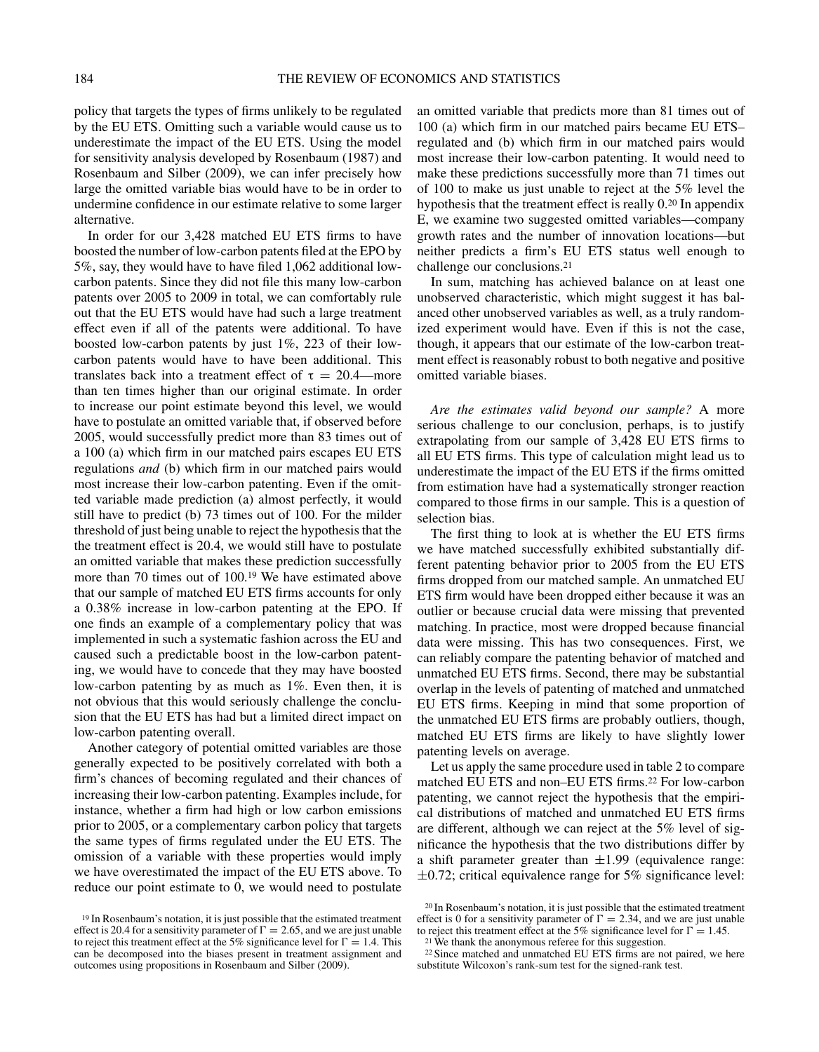policy that targets the types of firms unlikely to be regulated by the EU ETS. Omitting such a variable would cause us to underestimate the impact of the EU ETS. Using the model for sensitivity analysis developed by Rosenbaum (1987) and Rosenbaum and Silber (2009), we can infer precisely how large the omitted variable bias would have to be in order to undermine confidence in our estimate relative to some larger alternative.

In order for our 3,428 matched EU ETS firms to have boosted the number of low-carbon patents filed at the EPO by 5%, say, they would have to have filed 1,062 additional low-carbon patents. Since they did not file this many low-carbon patents over 2005 to 2009 in total, we can comfortably rule out that the EU ETS would have had such a large treatment effect even if all of the patents were additional. To have boosted low-carbon patents by just 1%, 223 of their low-carbon patents would have to have been additional. This translates back into a treatment effect of $\tau = 20.4$—more than ten times higher than our original estimate. In order to increase our point estimate beyond this level, we would have to postulate an omitted variable that, if observed before 2005, would successfully predict more than 83 times out of a 100 (a) which firm in our matched pairs escapes EU ETS regulations *and* (b) which firm in our matched pairs would most increase their low-carbon patenting. Even if the omitted variable made prediction (a) almost perfectly, it would still have to predict (b) 73 times out of 100. For the milder threshold of just being unable to reject the hypothesis that the the treatment effect is 20.4, we would still have to postulate an omitted variable that makes these prediction successfully more than 70 times out of 100.[19] We have estimated above that our sample of matched EU ETS firms accounts for only a 0.38% increase in low-carbon patenting at the EPO. If one finds an example of a complementary policy that was implemented in such a systematic fashion across the EU and caused such a predictable boost in the low-carbon patenting, we would have to concede that they may have boosted low-carbon patenting by as much as 1%. Even then, it is not obvious that this would seriously challenge the conclusion that the EU ETS has had but a limited direct impact on low-carbon patenting overall.

Another category of potential omitted variables are those generally expected to be positively correlated with both a firm's chances of becoming regulated and their chances of increasing their low-carbon patenting. Examples include, for instance, whether a firm had high or low carbon emissions prior to 2005, or a complementary carbon policy that targets the same types of firms regulated under the EU ETS. The omission of a variable with these properties would imply we have overestimated the impact of the EU ETS above. To reduce our point estimate to 0, we would need to postulate an omitted variable that predicts more than 81 times out of 100 (a) which firm in our matched pairs became EU ETS–regulated and (b) which firm in our matched pairs would most increase their low-carbon patenting. It would need to make these predictions successfully more than 71 times out of 100 to make us just unable to reject at the 5% level the hypothesis that the treatment effect is really 0.[20] In appendix E, we examine two suggested omitted variables—company growth rates and the number of innovation locations—but neither predicts a firm's EU ETS status well enough to challenge our conclusions.[21]

In sum, matching has achieved balance on at least one unobserved characteristic, which might suggest it has balanced other unobserved variables as well, as a truly randomized experiment would have. Even if this is not the case, though, it appears that our estimate of the low-carbon treatment effect is reasonably robust to both negative and positive omitted variable biases.

*Are the estimates valid beyond our sample?* A more serious challenge to our conclusion, perhaps, is to justify extrapolating from our sample of 3,428 EU ETS firms to all EU ETS firms. This type of calculation might lead us to underestimate the impact of the EU ETS if the firms omitted from estimation have had a systematically stronger reaction compared to those firms in our sample. This is a question of selection bias.

The first thing to look at is whether the EU ETS firms we have matched successfully exhibited substantially different patenting behavior prior to 2005 from the EU ETS firms dropped from our matched sample. An unmatched EU ETS firm would have been dropped either because it was an outlier or because crucial data were missing that prevented matching. In practice, most were dropped because financial data were missing. This has two consequences. First, we can reliably compare the patenting behavior of matched and unmatched EU ETS firms. Second, there may be substantial overlap in the levels of patenting of matched and unmatched EU ETS firms. Keeping in mind that some proportion of the unmatched EU ETS firms are probably outliers, though, matched EU ETS firms are likely to have slightly lower patenting levels on average.

Let us apply the same procedure used in table 2 to compare matched EU ETS and non–EU ETS firms.[22] For low-carbon patenting, we cannot reject the hypothesis that the empirical distributions of matched and unmatched EU ETS firms are different, although we can reject at the 5% level of significance the hypothesis that the two distributions differ by a shift parameter greater than $\pm 1.99$ (equivalence range: $\pm 0.72$; critical equivalence range for 5% significance level:

[19] In Rosenbaum's notation, it is just possible that the estimated treatment effect is 20.4 for a sensitivity parameter of $\Gamma = 2.65$, and we are just unable to reject this treatment effect at the 5% significance level for $\Gamma = 1.4$. This can be decomposed into the biases present in treatment assignment and outcomes using propositions in Rosenbaum and Silber (2009).

[20] In Rosenbaum's notation, it is just possible that the estimated treatment effect is 0 for a sensitivity parameter of $\Gamma = 2.34$, and we are just unable to reject this treatment effect at the 5% significance level for $\Gamma = 1.45$.

[21] We thank the anonymous referee for this suggestion.

[22] Since matched and unmatched EU ETS firms are not paired, we here substitute Wilcoxon's rank-sum test for the signed-rank test.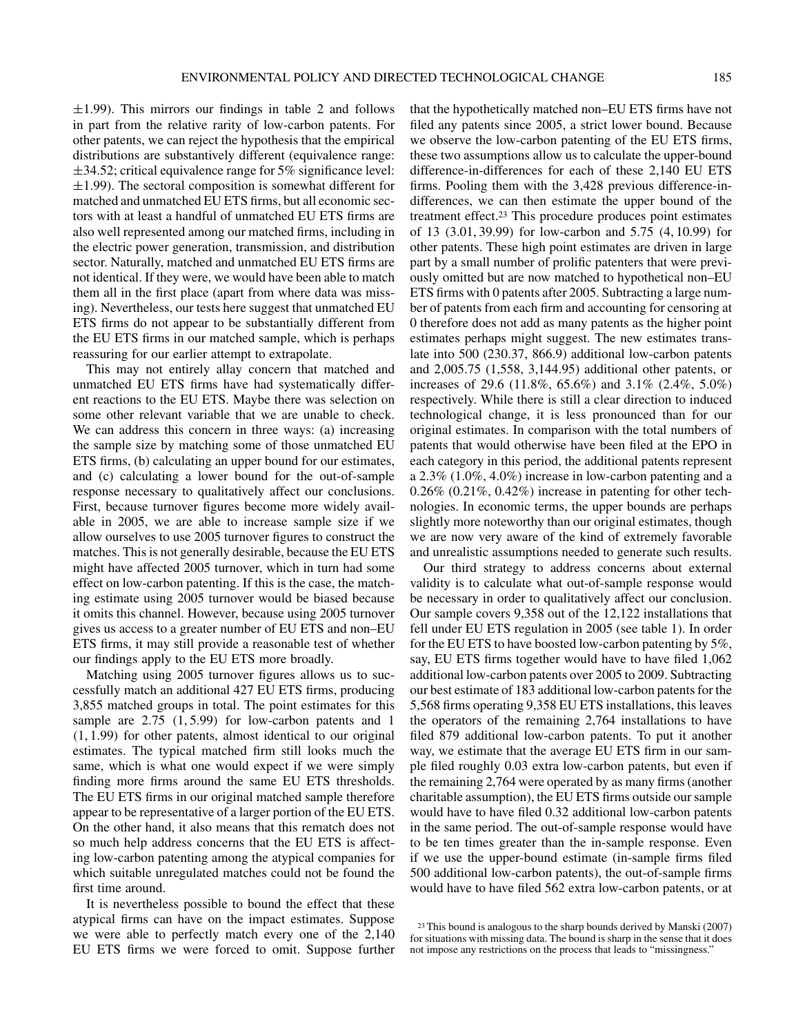±1.99). This mirrors our findings in table 2 and follows in part from the relative rarity of low-carbon patents. For other patents, we can reject the hypothesis that the empirical distributions are substantively different (equivalence range: ±34.52; critical equivalence range for 5% significance level: ±1.99). The sectoral composition is somewhat different for matched and unmatched EU ETS firms, but all economic sectors with at least a handful of unmatched EU ETS firms are also well represented among our matched firms, including in the electric power generation, transmission, and distribution sector. Naturally, matched and unmatched EU ETS firms are not identical. If they were, we would have been able to match them all in the first place (apart from where data was missing). Nevertheless, our tests here suggest that unmatched EU ETS firms do not appear to be substantially different from the EU ETS firms in our matched sample, which is perhaps reassuring for our earlier attempt to extrapolate.

This may not entirely allay concern that matched and unmatched EU ETS firms have had systematically different reactions to the EU ETS. Maybe there was selection on some other relevant variable that we are unable to check. We can address this concern in three ways: (a) increasing the sample size by matching some of those unmatched EU ETS firms, (b) calculating an upper bound for our estimates, and (c) calculating a lower bound for the out-of-sample response necessary to qualitatively affect our conclusions. First, because turnover figures become more widely available in 2005, we are able to increase sample size if we allow ourselves to use 2005 turnover figures to construct the matches. This is not generally desirable, because the EU ETS might have affected 2005 turnover, which in turn had some effect on low-carbon patenting. If this is the case, the matching estimate using 2005 turnover would be biased because it omits this channel. However, because using 2005 turnover gives us access to a greater number of EU ETS and non–EU ETS firms, it may still provide a reasonable test of whether our findings apply to the EU ETS more broadly.

Matching using 2005 turnover figures allows us to successfully match an additional 427 EU ETS firms, producing 3,855 matched groups in total. The point estimates for this sample are 2.75 (1, 5.99) for low-carbon patents and 1 (1, 1.99) for other patents, almost identical to our original estimates. The typical matched firm still looks much the same, which is what one would expect if we were simply finding more firms around the same EU ETS thresholds. The EU ETS firms in our original matched sample therefore appear to be representative of a larger portion of the EU ETS. On the other hand, it also means that this rematch does not so much help address concerns that the EU ETS is affecting low-carbon patenting among the atypical companies for which suitable unregulated matches could not be found the first time around.

It is nevertheless possible to bound the effect that these atypical firms can have on the impact estimates. Suppose we were able to perfectly match every one of the 2,140 EU ETS firms we were forced to omit. Suppose further that the hypothetically matched non–EU ETS firms have not filed any patents since 2005, a strict lower bound. Because we observe the low-carbon patenting of the EU ETS firms, these two assumptions allow us to calculate the upper-bound difference-in-differences for each of these 2,140 EU ETS firms. Pooling them with the 3,428 previous difference-in-differences, we can then estimate the upper bound of the treatment effect.[23] This procedure produces point estimates of 13 (3.01, 39.99) for low-carbon and 5.75 (4, 10.99) for other patents. These high point estimates are driven in large part by a small number of prolific patenters that were previously omitted but are now matched to hypothetical non–EU ETS firms with 0 patents after 2005. Subtracting a large number of patents from each firm and accounting for censoring at 0 therefore does not add as many patents as the higher point estimates perhaps might suggest. The new estimates translate into 500 (230.37, 866.9) additional low-carbon patents and 2,005.75 (1,558, 3,144.95) additional other patents, or increases of 29.6 (11.8%, 65.6%) and 3.1% (2.4%, 5.0%) respectively. While there is still a clear direction to induced technological change, it is less pronounced than for our original estimates. In comparison with the total numbers of patents that would otherwise have been filed at the EPO in each category in this period, the additional patents represent a 2.3% (1.0%, 4.0%) increase in low-carbon patenting and a 0.26% (0.21%, 0.42%) increase in patenting for other technologies. In economic terms, the upper bounds are perhaps slightly more noteworthy than our original estimates, though we are now very aware of the kind of extremely favorable and unrealistic assumptions needed to generate such results.

Our third strategy to address concerns about external validity is to calculate what out-of-sample response would be necessary in order to qualitatively affect our conclusion. Our sample covers 9,358 out of the 12,122 installations that fell under EU ETS regulation in 2005 (see table 1). In order for the EU ETS to have boosted low-carbon patenting by 5%, say, EU ETS firms together would have to have filed 1,062 additional low-carbon patents over 2005 to 2009. Subtracting our best estimate of 183 additional low-carbon patents for the 5,568 firms operating 9,358 EU ETS installations, this leaves the operators of the remaining 2,764 installations to have filed 879 additional low-carbon patents. To put it another way, we estimate that the average EU ETS firm in our sample filed roughly 0.03 extra low-carbon patents, but even if the remaining 2,764 were operated by as many firms (another charitable assumption), the EU ETS firms outside our sample would have to have filed 0.32 additional low-carbon patents in the same period. The out-of-sample response would have to be ten times greater than the in-sample response. Even if we use the upper-bound estimate (in-sample firms filed 500 additional low-carbon patents), the out-of-sample firms would have to have filed 562 extra low-carbon patents, or at

[23] This bound is analogous to the sharp bounds derived by Manski (2007) for situations with missing data. The bound is sharp in the sense that it does not impose any restrictions on the process that leads to "missingness."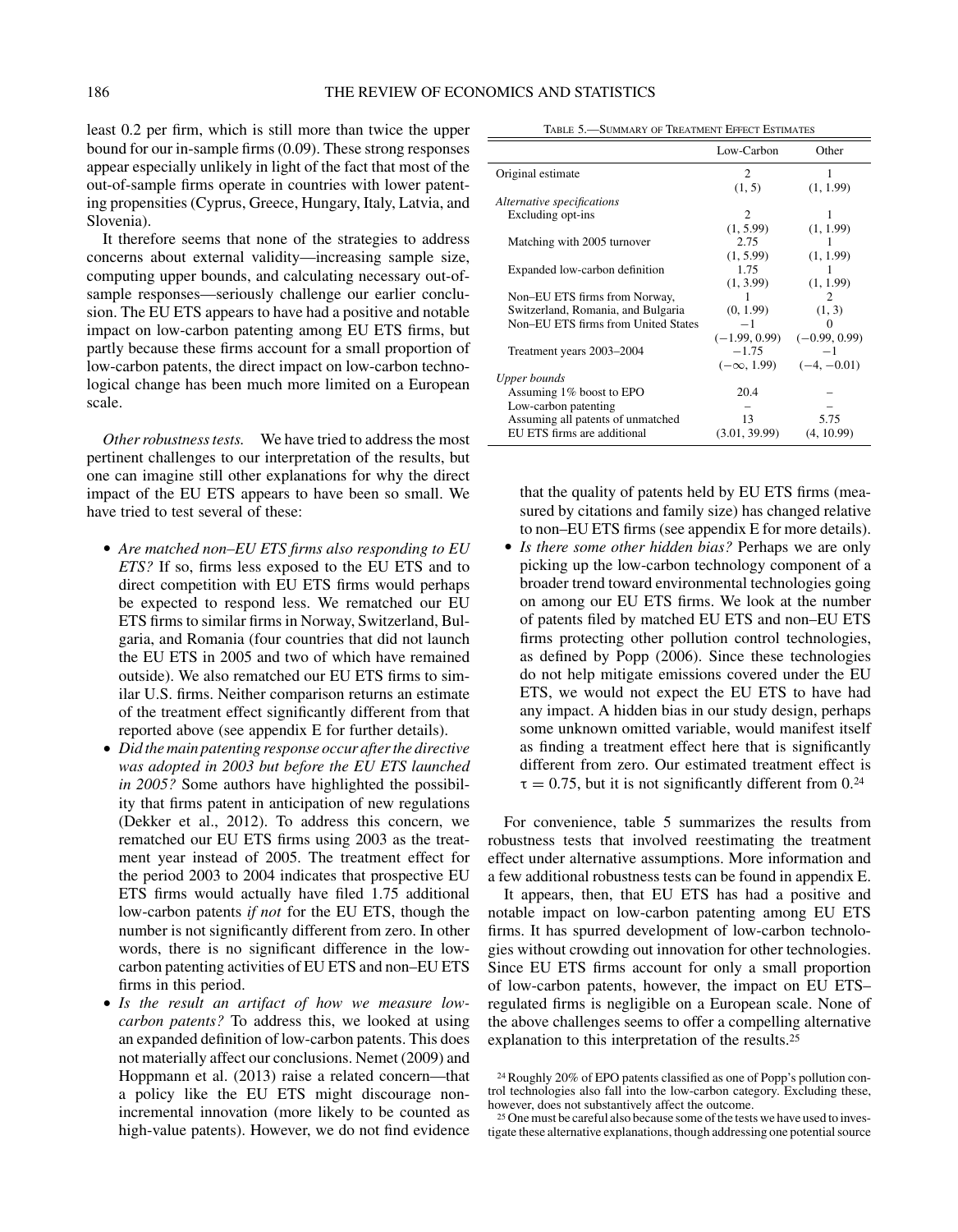least 0.2 per firm, which is still more than twice the upper bound for our in-sample firms (0.09). These strong responses appear especially unlikely in light of the fact that most of the out-of-sample firms operate in countries with lower patenting propensities (Cyprus, Greece, Hungary, Italy, Latvia, and Slovenia).

It therefore seems that none of the strategies to address concerns about external validity—increasing sample size, computing upper bounds, and calculating necessary out-of-sample responses—seriously challenge our earlier conclusion. The EU ETS appears to have had a positive and notable impact on low-carbon patenting among EU ETS firms, but partly because these firms account for a small proportion of low-carbon patents, the direct impact on low-carbon technological change has been much more limited on a European scale.

*Other robustness tests.* We have tried to address the most pertinent challenges to our interpretation of the results, but one can imagine still other explanations for why the direct impact of the EU ETS appears to have been so small. We have tried to test several of these:

- *Are matched non–EU ETS firms also responding to EU ETS?* If so, firms less exposed to the EU ETS and to direct competition with EU ETS firms would perhaps be expected to respond less. We rematched our EU ETS firms to similar firms in Norway, Switzerland, Bulgaria, and Romania (four countries that did not launch the EU ETS in 2005 and two of which have remained outside). We also rematched our EU ETS firms to similar U.S. firms. Neither comparison returns an estimate of the treatment effect significantly different from that reported above (see appendix E for further details).
- *Did the main patenting response occur after the directive was adopted in 2003 but before the EU ETS launched in 2005?* Some authors have highlighted the possibility that firms patent in anticipation of new regulations (Dekker et al., 2012). To address this concern, we rematched our EU ETS firms using 2003 as the treatment year instead of 2005. The treatment effect for the period 2003 to 2004 indicates that prospective EU ETS firms would actually have filed 1.75 additional low-carbon patents *if not* for the EU ETS, though the number is not significantly different from zero. In other words, there is no significant difference in the low-carbon patenting activities of EU ETS and non–EU ETS firms in this period.
- *Is the result an artifact of how we measure low-carbon patents?* To address this, we looked at using an expanded definition of low-carbon patents. This does not materially affect our conclusions. Nemet (2009) and Hoppmann et al. (2013) raise a related concern—that a policy like the EU ETS might discourage non-incremental innovation (more likely to be counted as high-value patents). However, we do not find evidence that the quality of patents held by EU ETS firms (measured by citations and family size) has changed relative to non–EU ETS firms (see appendix E for more details).
- *Is there some other hidden bias?* Perhaps we are only picking up the low-carbon technology component of a broader trend toward environmental technologies going on among our EU ETS firms. We look at the number of patents filed by matched EU ETS and non–EU ETS firms protecting other pollution control technologies, as defined by Popp (2006). Since these technologies do not help mitigate emissions covered under the EU ETS, we would not expect the EU ETS to have had any impact. A hidden bias in our study design, perhaps some unknown omitted variable, would manifest itself as finding a treatment effect here that is significantly different from zero. Our estimated treatment effect is $\tau = 0.75$, but it is not significantly different from 0.[24]

Table 5.—Summary of Treatment Effect Estimates

| | Low-Carbon | Other |
|---|---|---|
| Original estimate | 2 | 1 |
| | (1, 5) | (1, 1.99) |
| *Alternative specifications* | | |
| Excluding opt-ins | 2 | 1 |
| | (1, 5.99) | (1, 1.99) |
| Matching with 2005 turnover | 2.75 | 1 |
| | (1, 5.99) | (1, 1.99) |
| Expanded low-carbon definition | 1.75 | 1 |
| | (1, 3.99) | (1, 1.99) |
| Non–EU ETS firms from Norway, | 1 | 2 |
| Switzerland, Romania, and Bulgaria | (0, 1.99) | (1, 3) |
| Non–EU ETS firms from United States | −1 | 0 |
| | (−1.99, 0.99) | (−0.99, 0.99) |
| Treatment years 2003–2004 | −1.75 | −1 |
| | ($-\infty$, 1.99) | (−4, −0.01) |
| *Upper bounds* | | |
| Assuming 1% boost to EPO | 20.4 | – |
| Low-carbon patenting | – | – |
| Assuming all patents of unmatched | 13 | 5.75 |
| EU ETS firms are additional | (3.01, 39.99) | (4, 10.99) |

For convenience, table 5 summarizes the results from robustness tests that involved reestimating the treatment effect under alternative assumptions. More information and a few additional robustness tests can be found in appendix E.

It appears, then, that EU ETS has had a positive and notable impact on low-carbon patenting among EU ETS firms. It has spurred development of low-carbon technologies without crowding out innovation for other technologies. Since EU ETS firms account for only a small proportion of low-carbon patents, however, the impact on EU ETS–regulated firms is negligible on a European scale. None of the above challenges seems to offer a compelling alternative explanation to this interpretation of the results.[25]

[24] Roughly 20% of EPO patents classified as one of Popp's pollution control technologies also fall into the low-carbon category. Excluding these, however, does not substantively affect the outcome.

[25] One must be careful also because some of the tests we have used to investigate these alternative explanations, though addressing one potential source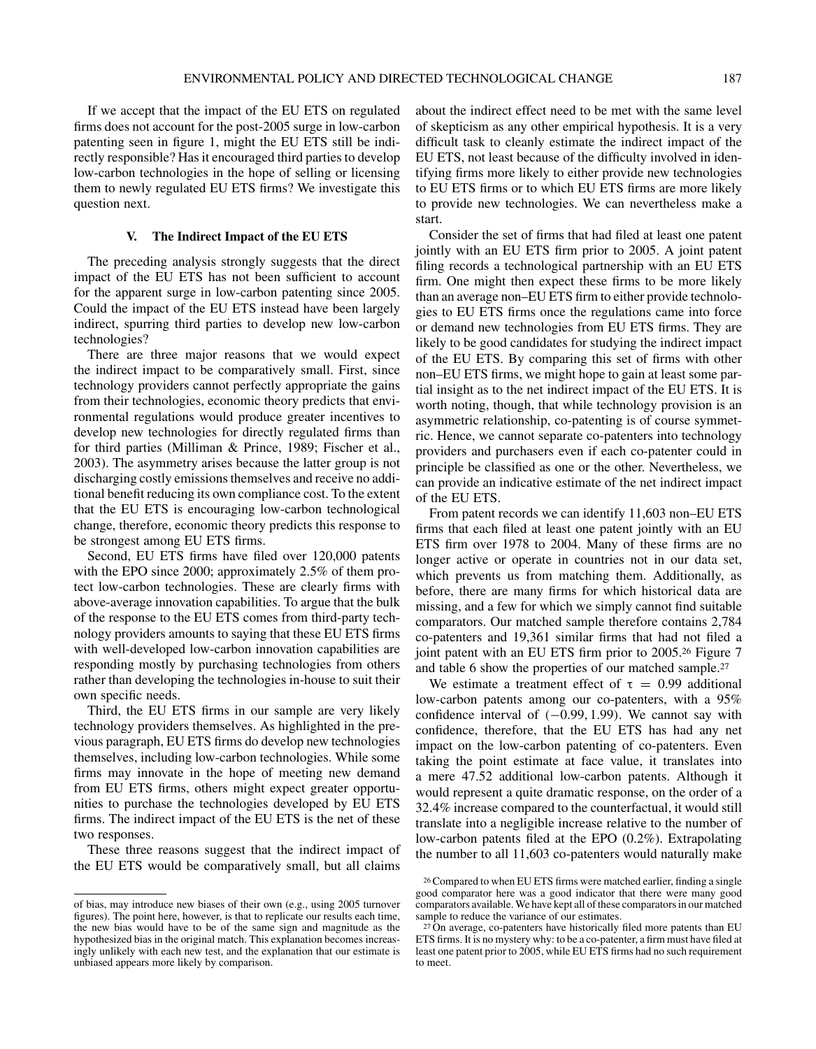If we accept that the impact of the EU ETS on regulated firms does not account for the post-2005 surge in low-carbon patenting seen in figure 1, might the EU ETS still be indirectly responsible? Has it encouraged third parties to develop low-carbon technologies in the hope of selling or licensing them to newly regulated EU ETS firms? We investigate this question next.

## V. The Indirect Impact of the EU ETS

The preceding analysis strongly suggests that the direct impact of the EU ETS has not been sufficient to account for the apparent surge in low-carbon patenting since 2005. Could the impact of the EU ETS instead have been largely indirect, spurring third parties to develop new low-carbon technologies?

There are three major reasons that we would expect the indirect impact to be comparatively small. First, since technology providers cannot perfectly appropriate the gains from their technologies, economic theory predicts that environmental regulations would produce greater incentives to develop new technologies for directly regulated firms than for third parties (Milliman & Prince, 1989; Fischer et al., 2003). The asymmetry arises because the latter group is not discharging costly emissions themselves and receive no additional benefit reducing its own compliance cost. To the extent that the EU ETS is encouraging low-carbon technological change, therefore, economic theory predicts this response to be strongest among EU ETS firms.

Second, EU ETS firms have filed over 120,000 patents with the EPO since 2000; approximately 2.5% of them protect low-carbon technologies. These are clearly firms with above-average innovation capabilities. To argue that the bulk of the response to the EU ETS comes from third-party technology providers amounts to saying that these EU ETS firms with well-developed low-carbon innovation capabilities are responding mostly by purchasing technologies from others rather than developing the technologies in-house to suit their own specific needs.

Third, the EU ETS firms in our sample are very likely technology providers themselves. As highlighted in the previous paragraph, EU ETS firms do develop new technologies themselves, including low-carbon technologies. While some firms may innovate in the hope of meeting new demand from EU ETS firms, others might expect greater opportunities to purchase the technologies developed by EU ETS firms. The indirect impact of the EU ETS is the net of these two responses.

These three reasons suggest that the indirect impact of the EU ETS would be comparatively small, but all claims about the indirect effect need to be met with the same level of skepticism as any other empirical hypothesis. It is a very difficult task to cleanly estimate the indirect impact of the EU ETS, not least because of the difficulty involved in identifying firms more likely to either provide new technologies to EU ETS firms or to which EU ETS firms are more likely to provide new technologies. We can nevertheless make a start.

Consider the set of firms that had filed at least one patent jointly with an EU ETS firm prior to 2005. A joint patent filing records a technological partnership with an EU ETS firm. One might then expect these firms to be more likely than an average non–EU ETS firm to either provide technologies to EU ETS firms once the regulations came into force or demand new technologies from EU ETS firms. They are likely to be good candidates for studying the indirect impact of the EU ETS. By comparing this set of firms with other non–EU ETS firms, we might hope to gain at least some partial insight as to the net indirect impact of the EU ETS. It is worth noting, though, that while technology provision is an asymmetric relationship, co-patenting is of course symmetric. Hence, we cannot separate co-patenters into technology providers and purchasers even if each co-patenter could in principle be classified as one or the other. Nevertheless, we can provide an indicative estimate of the net indirect impact of the EU ETS.

From patent records we can identify 11,603 non–EU ETS firms that each filed at least one patent jointly with an EU ETS firm over 1978 to 2004. Many of these firms are no longer active or operate in countries not in our data set, which prevents us from matching them. Additionally, as before, there are many firms for which historical data are missing, and a few for which we simply cannot find suitable comparators. Our matched sample therefore contains 2,784 co-patenters and 19,361 similar firms that had not filed a joint patent with an EU ETS firm prior to 2005.[26] Figure 7 and table 6 show the properties of our matched sample.[27]

We estimate a treatment effect of $\tau = 0.99$ additional low-carbon patents among our co-patenters, with a 95% confidence interval of $(-0.99, 1.99)$. We cannot say with confidence, therefore, that the EU ETS has had any net impact on the low-carbon patenting of co-patenters. Even taking the point estimate at face value, it translates into a mere 47.52 additional low-carbon patents. Although it would represent a quite dramatic response, on the order of a 32.4% increase compared to the counterfactual, it would still translate into a negligible increase relative to the number of low-carbon patents filed at the EPO (0.2%). Extrapolating the number to all 11,603 co-patenters would naturally make

---

of bias, may introduce new biases of their own (e.g., using 2005 turnover figures). The point here, however, is that to replicate our results each time, the new bias would have to be of the same sign and magnitude as the hypothesized bias in the original match. This explanation becomes increasingly unlikely with each new test, and the explanation that our estimate is unbiased appears more likely by comparison.

[26] Compared to when EU ETS firms were matched earlier, finding a single good comparator here was a good indicator that there were many good comparators available. We have kept all of these comparators in our matched sample to reduce the variance of our estimates.

[27] On average, co-patenters have historically filed more patents than EU ETS firms. It is no mystery why: to be a co-patenter, a firm must have filed at least one patent prior to 2005, while EU ETS firms had no such requirement to meet.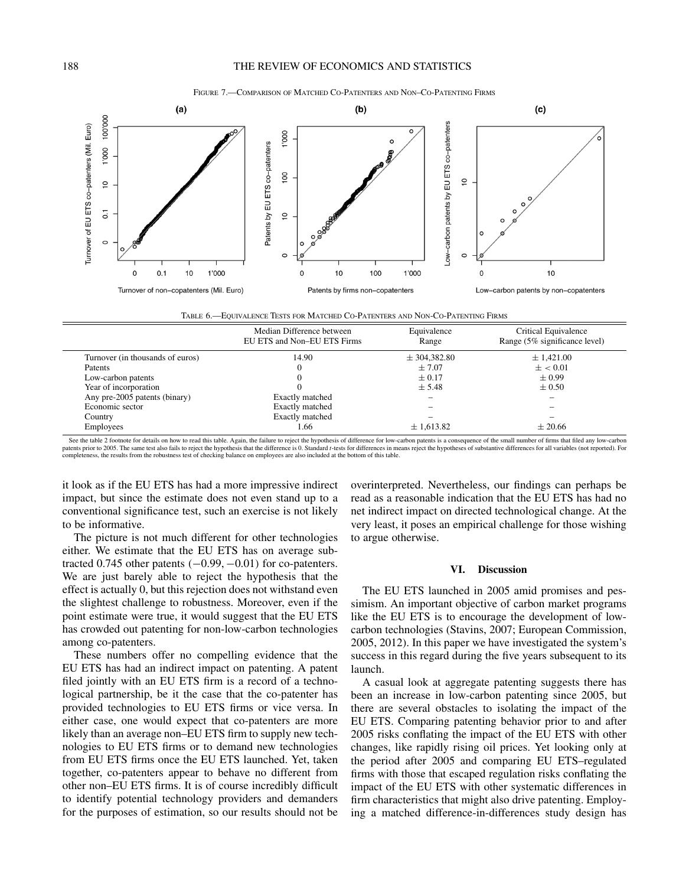FIGURE 7.—COMPARISON OF MATCHED CO-PATENTERS AND NON–CO-PATENTING FIRMS

TABLE 6.—EQUIVALENCE TESTS FOR MATCHED CO-PATENTERS AND NON-CO-PATENTING FIRMS

| | Median Difference between EU ETS and Non–EU ETS Firms | Equivalence Range | Critical Equivalence Range (5% significance level) |
|---|---|---|---|
| Turnover (in thousands of euros) | 14.90 | ± 304,382.80 | ± 1,421.00 |
| Patents | 0 | ± 7.07 | ± < 0.01 |
| Low-carbon patents | 0 | ± 0.17 | ± 0.99 |
| Year of incorporation | 0 | ± 5.48 | ± 0.50 |
| Any pre-2005 patents (binary) | Exactly matched | – | – |
| Economic sector | Exactly matched | – | – |
| Country | Exactly matched | – | – |
| Employees | 1.66 | ± 1,613.82 | ± 20.66 |

See the table 2 footnote for details on how to read this table. Again, the failure to reject the hypothesis of difference for low-carbon patents is a consequence of the small number of firms that filed any low-carbon patents prior to 2005. The same test also fails to reject the hypothesis that the difference is 0. Standard $t$-tests for differences in means reject the hypotheses of substantive differences for all variables (not reported). For completeness, the results from the robustness test of checking balance on employees are also included at the bottom of this table.

it look as if the EU ETS has had a more impressive indirect impact, but since the estimate does not even stand up to a conventional significance test, such an exercise is not likely to be informative.

The picture is not much different for other technologies either. We estimate that the EU ETS has on average subtracted 0.745 other patents ($-0.99$, $-0.01$) for co-patenters. We are just barely able to reject the hypothesis that the effect is actually 0, but this rejection does not withstand even the slightest challenge to robustness. Moreover, even if the point estimate were true, it would suggest that the EU ETS has crowded out patenting for non-low-carbon technologies among co-patenters.

These numbers offer no compelling evidence that the EU ETS has had an indirect impact on patenting. A patent filed jointly with an EU ETS firm is a record of a technological partnership, be it the case that the co-patenter has provided technologies to EU ETS firms or vice versa. In either case, one would expect that co-patenters are more likely than an average non–EU ETS firm to supply new technologies to EU ETS firms or to demand new technologies from EU ETS firms once the EU ETS launched. Yet, taken together, co-patenters appear to behave no different from other non–EU ETS firms. It is of course incredibly difficult to identify potential technology providers and demanders for the purposes of estimation, so our results should not be overinterpreted. Nevertheless, our findings can perhaps be read as a reasonable indication that the EU ETS has had no net indirect impact on directed technological change. At the very least, it poses an empirical challenge for those wishing to argue otherwise.

## VI. Discussion

The EU ETS launched in 2005 amid promises and pessimism. An important objective of carbon market programs like the EU ETS is to encourage the development of low-carbon technologies (Stavins, 2007; European Commission, 2005, 2012). In this paper we have investigated the system's success in this regard during the five years subsequent to its launch.

A casual look at aggregate patenting suggests there has been an increase in low-carbon patenting since 2005, but there are several obstacles to isolating the impact of the EU ETS. Comparing patenting behavior prior to and after 2005 risks conflating the impact of the EU ETS with other changes, like rapidly rising oil prices. Yet looking only at the period after 2005 and comparing EU ETS–regulated firms with those that escaped regulation risks conflating the impact of the EU ETS with other systematic differences in firm characteristics that might also drive patenting. Employing a matched difference-in-differences study design has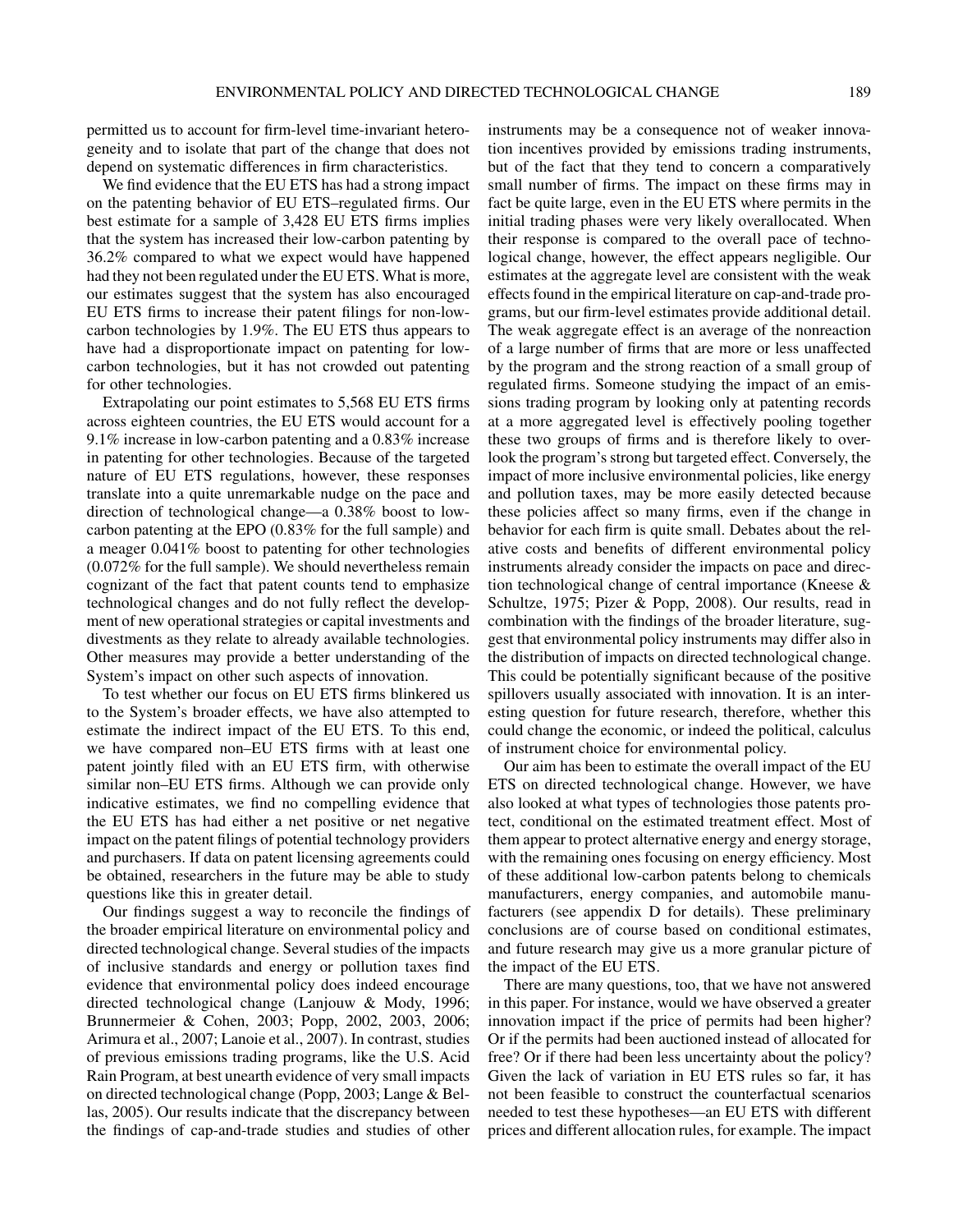permitted us to account for firm-level time-invariant heterogeneity and to isolate that part of the change that does not depend on systematic differences in firm characteristics.

We find evidence that the EU ETS has had a strong impact on the patenting behavior of EU ETS–regulated firms. Our best estimate for a sample of 3,428 EU ETS firms implies that the system has increased their low-carbon patenting by 36.2% compared to what we expect would have happened had they not been regulated under the EU ETS. What is more, our estimates suggest that the system has also encouraged EU ETS firms to increase their patent filings for non-low-carbon technologies by 1.9%. The EU ETS thus appears to have had a disproportionate impact on patenting for low-carbon technologies, but it has not crowded out patenting for other technologies.

Extrapolating our point estimates to 5,568 EU ETS firms across eighteen countries, the EU ETS would account for a 9.1% increase in low-carbon patenting and a 0.83% increase in patenting for other technologies. Because of the targeted nature of EU ETS regulations, however, these responses translate into a quite unremarkable nudge on the pace and direction of technological change—a 0.38% boost to low-carbon patenting at the EPO (0.83% for the full sample) and a meager 0.041% boost to patenting for other technologies (0.072% for the full sample). We should nevertheless remain cognizant of the fact that patent counts tend to emphasize technological changes and do not fully reflect the development of new operational strategies or capital investments and divestments as they relate to already available technologies. Other measures may provide a better understanding of the System's impact on other such aspects of innovation.

To test whether our focus on EU ETS firms blinkered us to the System's broader effects, we have also attempted to estimate the indirect impact of the EU ETS. To this end, we have compared non–EU ETS firms with at least one patent jointly filed with an EU ETS firm, with otherwise similar non–EU ETS firms. Although we can provide only indicative estimates, we find no compelling evidence that the EU ETS has had either a net positive or net negative impact on the patent filings of potential technology providers and purchasers. If data on patent licensing agreements could be obtained, researchers in the future may be able to study questions like this in greater detail.

Our findings suggest a way to reconcile the findings of the broader empirical literature on environmental policy and directed technological change. Several studies of the impacts of inclusive standards and energy or pollution taxes find evidence that environmental policy does indeed encourage directed technological change (Lanjouw & Mody, 1996; Brunnermeier & Cohen, 2003; Popp, 2002, 2003, 2006; Arimura et al., 2007; Lanoie et al., 2007). In contrast, studies of previous emissions trading programs, like the U.S. Acid Rain Program, at best unearth evidence of very small impacts on directed technological change (Popp, 2003; Lange & Bellas, 2005). Our results indicate that the discrepancy between the findings of cap-and-trade studies and studies of other instruments may be a consequence not of weaker innovation incentives provided by emissions trading instruments, but of the fact that they tend to concern a comparatively small number of firms. The impact on these firms may in fact be quite large, even in the EU ETS where permits in the initial trading phases were very likely overallocated. When their response is compared to the overall pace of technological change, however, the effect appears negligible. Our estimates at the aggregate level are consistent with the weak effects found in the empirical literature on cap-and-trade programs, but our firm-level estimates provide additional detail. The weak aggregate effect is an average of the nonreaction of a large number of firms that are more or less unaffected by the program and the strong reaction of a small group of regulated firms. Someone studying the impact of an emissions trading program by looking only at patenting records at a more aggregated level is effectively pooling together these two groups of firms and is therefore likely to overlook the program's strong but targeted effect. Conversely, the impact of more inclusive environmental policies, like energy and pollution taxes, may be more easily detected because these policies affect so many firms, even if the change in behavior for each firm is quite small. Debates about the relative costs and benefits of different environmental policy instruments already consider the impacts on pace and direction technological change of central importance (Kneese & Schultze, 1975; Pizer & Popp, 2008). Our results, read in combination with the findings of the broader literature, suggest that environmental policy instruments may differ also in the distribution of impacts on directed technological change. This could be potentially significant because of the positive spillovers usually associated with innovation. It is an interesting question for future research, therefore, whether this could change the economic, or indeed the political, calculus of instrument choice for environmental policy.

Our aim has been to estimate the overall impact of the EU ETS on directed technological change. However, we have also looked at what types of technologies those patents protect, conditional on the estimated treatment effect. Most of them appear to protect alternative energy and energy storage, with the remaining ones focusing on energy efficiency. Most of these additional low-carbon patents belong to chemicals manufacturers, energy companies, and automobile manufacturers (see appendix D for details). These preliminary conclusions are of course based on conditional estimates, and future research may give us a more granular picture of the impact of the EU ETS.

There are many questions, too, that we have not answered in this paper. For instance, would we have observed a greater innovation impact if the price of permits had been higher? Or if the permits had been auctioned instead of allocated for free? Or if there had been less uncertainty about the policy? Given the lack of variation in EU ETS rules so far, it has not been feasible to construct the counterfactual scenarios needed to test these hypotheses—an EU ETS with different prices and different allocation rules, for example. The impact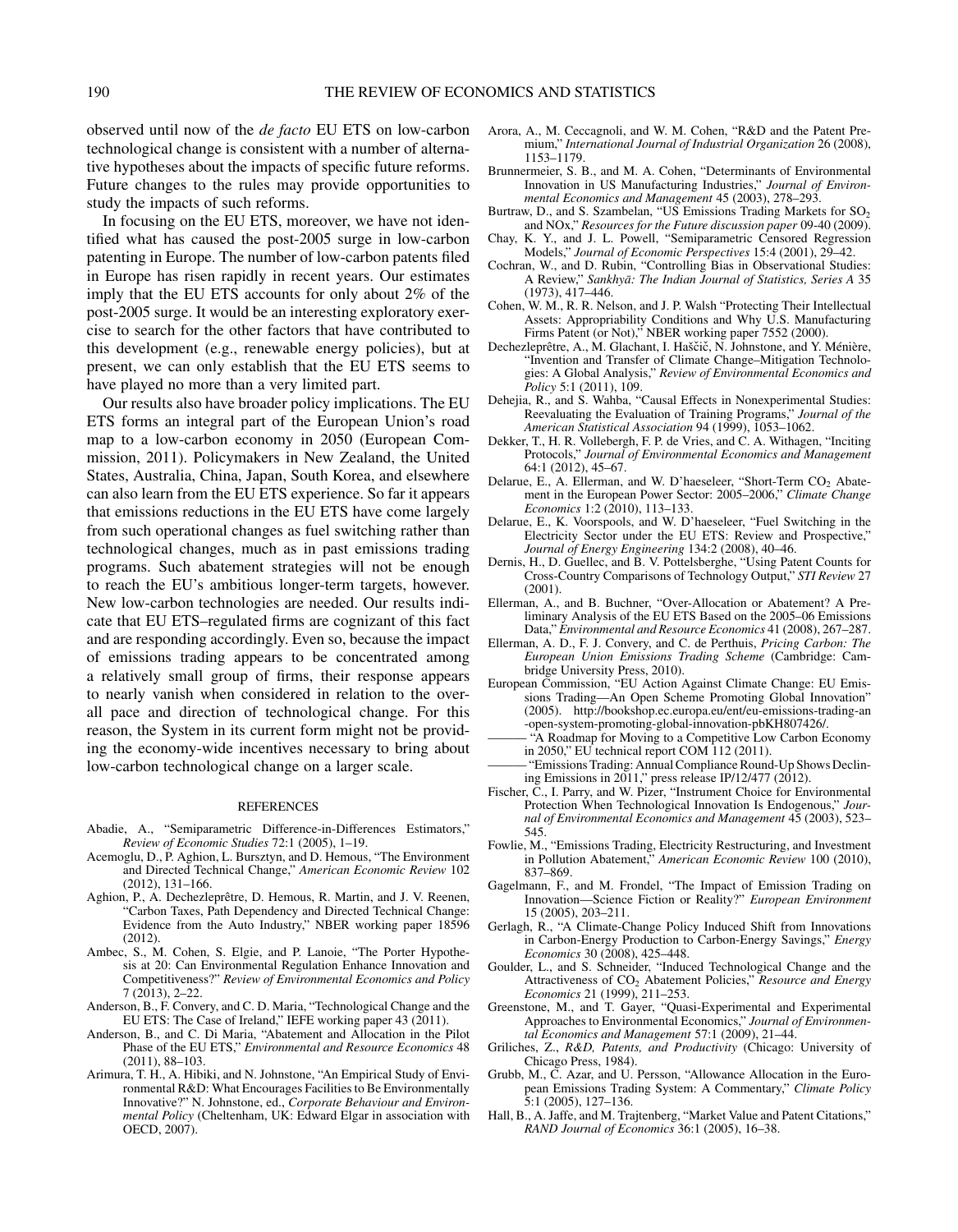observed until now of the *de facto* EU ETS on low-carbon technological change is consistent with a number of alternative hypotheses about the impacts of specific future reforms. Future changes to the rules may provide opportunities to study the impacts of such reforms.

In focusing on the EU ETS, moreover, we have not identified what has caused the post-2005 surge in low-carbon patenting in Europe. The number of low-carbon patents filed in Europe has risen rapidly in recent years. Our estimates imply that the EU ETS accounts for only about 2% of the post-2005 surge. It would be an interesting exploratory exercise to search for the other factors that have contributed to this development (e.g., renewable energy policies), but at present, we can only establish that the EU ETS seems to have played no more than a very limited part.

Our results also have broader policy implications. The EU ETS forms an integral part of the European Union's road map to a low-carbon economy in 2050 (European Commission, 2011). Policymakers in New Zealand, the United States, Australia, China, Japan, South Korea, and elsewhere can also learn from the EU ETS experience. So far it appears that emissions reductions in the EU ETS have come largely from such operational changes as fuel switching rather than technological changes, much as in past emissions trading programs. Such abatement strategies will not be enough to reach the EU's ambitious longer-term targets, however. New low-carbon technologies are needed. Our results indicate that EU ETS–regulated firms are cognizant of this fact and are responding accordingly. Even so, because the impact of emissions trading appears to be concentrated among a relatively small group of firms, their response appears to nearly vanish when considered in relation to the overall pace and direction of technological change. For this reason, the System in its current form might not be providing the economy-wide incentives necessary to bring about low-carbon technological change on a larger scale.

## REFERENCES

Abadie, A., "Semiparametric Difference-in-Differences Estimators," *Review of Economic Studies* 72:1 (2005), 1–19.

Acemoglu, D., P. Aghion, L. Bursztyn, and D. Hemous, "The Environment and Directed Technical Change," *American Economic Review* 102 (2012), 131–166.

Aghion, P., A. Dechezleprêtre, D. Hemous, R. Martin, and J. V. Reenen, "Carbon Taxes, Path Dependency and Directed Technical Change: Evidence from the Auto Industry," NBER working paper 18596 (2012).

Ambec, S., M. Cohen, S. Elgie, and P. Lanoie, "The Porter Hypothesis at 20: Can Environmental Regulation Enhance Innovation and Competitiveness?" *Review of Environmental Economics and Policy* 7 (2013), 2–22.

Anderson, B., F. Convery, and C. D. Maria, "Technological Change and the EU ETS: The Case of Ireland," IEFE working paper 43 (2011).

Anderson, B., and C. Di Maria, "Abatement and Allocation in the Pilot Phase of the EU ETS," *Environmental and Resource Economics* 48 (2011), 88–103.

Arimura, T. H., A. Hibiki, and N. Johnstone, "An Empirical Study of Environmental R&D: What Encourages Facilities to Be Environmentally Innovative?" N. Johnstone, ed., *Corporate Behaviour and Environmental Policy* (Cheltenham, UK: Edward Elgar in association with OECD, 2007).

Arora, A., M. Ceccagnoli, and W. M. Cohen, "R&D and the Patent Premium," *International Journal of Industrial Organization* 26 (2008), 1153–1179.

Brunnermeier, S. B., and M. A. Cohen, "Determinants of Environmental Innovation in US Manufacturing Industries," *Journal of Environmental Economics and Management* 45 (2003), 278–293.

Burtraw, D., and S. Szambelan, "US Emissions Trading Markets for $SO_2$ and NOx," *Resources for the Future discussion paper* 09-40 (2009).

Chay, K. Y., and J. L. Powell, "Semiparametric Censored Regression Models," *Journal of Economic Perspectives* 15:4 (2001), 29–42.

Cochran, W., and D. Rubin, "Controlling Bias in Observational Studies: A Review," *Sankhyā: The Indian Journal of Statistics, Series A* 35 (1973), 417–446.

Cohen, W. M., R. R. Nelson, and J. P. Walsh "Protecting Their Intellectual Assets: Appropriability Conditions and Why U.S. Manufacturing Firms Patent (or Not)," NBER working paper 7552 (2000).

Dechezleprêtre, A., M. Glachant, I. Haščič, N. Johnstone, and Y. Ménière, "Invention and Transfer of Climate Change–Mitigation Technologies: A Global Analysis," *Review of Environmental Economics and Policy* 5:1 (2011), 109.

Dehejia, R., and S. Wahba, "Causal Effects in Nonexperimental Studies: Reevaluating the Evaluation of Training Programs," *Journal of the American Statistical Association* 94 (1999), 1053–1062.

Dekker, T., H. R. Vollebergh, F. P. de Vries, and C. A. Withagen, "Inciting Protocols," *Journal of Environmental Economics and Management* 64:1 (2012), 45–67.

Delarue, E., A. Ellerman, and W. D'haeseleer, "Short-Term $CO_2$ Abatement in the European Power Sector: 2005–2006," *Climate Change Economics* 1:2 (2010), 113–133.

Delarue, E., K. Voorspools, and W. D'haeseleer, "Fuel Switching in the Electricity Sector under the EU ETS: Review and Prospective," *Journal of Energy Engineering* 134:2 (2008), 40–46.

Dernis, H., D. Guellec, and B. V. Pottelsberghe, "Using Patent Counts for Cross-Country Comparisons of Technology Output," *STI Review* 27 (2001).

Ellerman, A., and B. Buchner, "Over-Allocation or Abatement? A Preliminary Analysis of the EU ETS Based on the 2005–06 Emissions Data," *Environmental and Resource Economics* 41 (2008), 267–287.

Ellerman, A. D., F. J. Convery, and C. de Perthuis, *Pricing Carbon: The European Union Emissions Trading Scheme* (Cambridge: Cambridge University Press, 2010).

European Commission, "EU Action Against Climate Change: EU Emissions Trading—An Open Scheme Promoting Global Innovation" (2005). http://bookshop.europa.eu/ent/eu-emissions-trading-an-open-system-promoting-global-innovation-pbKH807426/.

——— "A Roadmap for Moving to a Competitive Low Carbon Economy in 2050," EU technical report COM 112 (2011).

——— "Emissions Trading: Annual Compliance Round-Up Shows Declining Emissions in 2011," press release IP/12/477 (2012).

Fischer, C., I. Parry, and W. Pizer, "Instrument Choice for Environmental Protection When Technological Innovation Is Endogenous," *Journal of Environmental Economics and Management* 45 (2003), 523–545.

Fowlie, M., "Emissions Trading, Electricity Restructuring, and Investment in Pollution Abatement," *American Economic Review* 100 (2010), 837–869.

Gagelmann, F., and M. Frondel, "The Impact of Emission Trading on Innovation—Science Fiction or Reality?" *European Environment* 15 (2005), 203–211.

Gerlagh, R., "A Climate-Change Policy Induced Shift from Innovations in Carbon-Energy Production to Carbon-Energy Savings," *Energy Economics* 30 (2008), 425–448.

Goulder, L., and S. Schneider, "Induced Technological Change and the Attractiveness of $CO_2$ Abatement Policies," *Resource and Energy Economics* 21 (1999), 211–253.

Greenstone, M., and T. Gayer, "Quasi-Experimental and Experimental Approaches to Environmental Economics," *Journal of Environmental Economics and Management* 57:1 (2009), 21–44.

Griliches, Z., *R&D, Patents, and Productivity* (Chicago: University of Chicago Press, 1984).

Grubb, M., C. Azar, and U. Persson, "Allowance Allocation in the European Emissions Trading System: A Commentary," *Climate Policy* 5:1 (2005), 127–136.

Hall, B., A. Jaffe, and M. Trajtenberg, "Market Value and Patent Citations," *RAND Journal of Economics* 36:1 (2005), 16–38.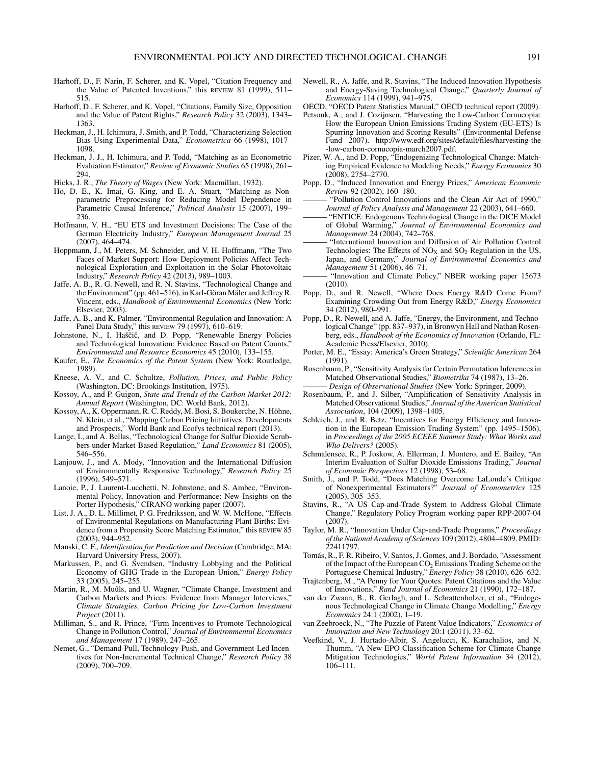Harhoff, D., F. Narin, F. Scherer, and K. Vopel, "Citation Frequency and the Value of Patented Inventions," this REVIEW 81 (1999), 511–515.

Harhoff, D., F. Scherer, and K. Vopel, "Citations, Family Size, Opposition and the Value of Patent Rights," *Research Policy* 32 (2003), 1343–1363.

Heckman, J., H. Ichimura, J. Smith, and P. Todd, "Characterizing Selection Bias Using Experimental Data," *Econometrica* 66 (1998), 1017–1098.

Heckman, J. J., H. Ichimura, and P. Todd, "Matching as an Econometric Evaluation Estimator," *Review of Economic Studies* 65 (1998), 261–294.

Hicks, J. R., *The Theory of Wages* (New York: Macmillan, 1932).

Ho, D. E., K. Imai, G. King, and E. A. Stuart, "Matching as Nonparametric Preprocessing for Reducing Model Dependence in Parametric Causal Inference," *Political Analysis* 15 (2007), 199–236.

Hoffmann, V. H., "EU ETS and Investment Decisions: The Case of the German Electricity Industry," *European Management Journal* 25 (2007), 464–474.

Hoppmann, J., M. Peters, M. Schneider, and V. H. Hoffmann, "The Two Faces of Market Support: How Deployment Policies Affect Technological Exploration and Exploitation in the Solar Photovoltaic Industry," *Research Policy* 42 (2013), 989–1003.

Jaffe, A. B., R. G. Newell, and R. N. Stavins, "Technological Change and the Environment" (pp. 461–516), in Karl-Göran Mäler and Jeffrey R. Vincent, eds., *Handbook of Environmental Economics* (New York: Elsevier, 2003).

Jaffe, A. B., and K. Palmer, "Environmental Regulation and Innovation: A Panel Data Study," this REVIEW 79 (1997), 610–619.

Johnstone, N., I. Haščič, and D. Popp, "Renewable Energy Policies and Technological Innovation: Evidence Based on Patent Counts," *Environmental and Resource Economics* 45 (2010), 133–155.

Kaufer, E., *The Economics of the Patent System* (New York: Routledge, 1989).

Kneese, A. V., and C. Schultze, *Pollution, Prices, and Public Policy* (Washington, DC: Brookings Institution, 1975).

Kossoy, A., and P. Guigon, *State and Trends of the Carbon Market 2012: Annual Report* (Washington, DC: World Bank, 2012).

Kossoy, A., K. Oppermann, R. C. Reddy, M. Bosi, S. Boukerche, N. Höhne, N. Klein, et al., "Mapping Carbon Pricing Initiatives: Developments and Prospects," World Bank and Ecofys technical report (2013).

Lange, I., and A. Bellas, "Technological Change for Sulfur Dioxide Scrubbers under Market-Based Regulation," *Land Economics* 81 (2005), 546–556.

Lanjouw, J., and A. Mody, "Innovation and the International Diffusion of Environmentally Responsive Technology," *Research Policy* 25 (1996), 549–571.

Lanoie, P., J. Laurent-Lucchetti, N. Johnstone, and S. Ambec, "Environmental Policy, Innovation and Performance: New Insights on the Porter Hypothesis," CIRANO working paper (2007).

List, J. A., D. L. Millimet, P. G. Fredriksson, and W. W. McHone, "Effects of Environmental Regulations on Manufacturing Plant Births: Evidence from a Propensity Score Matching Estimator," this REVIEW 85 (2003), 944–952.

Manski, C. F., *Identification for Prediction and Decision* (Cambridge, MA: Harvard University Press, 2007).

Markussen, P., and G. Svendsen, "Industry Lobbying and the Political Economy of GHG Trade in the European Union," *Energy Policy* 33 (2005), 245–255.

Martin, R., M. Muûls, and U. Wagner, "Climate Change, Investment and Carbon Markets and Prices: Evidence from Manager Interviews," *Climate Strategies, Carbon Pricing for Low-Carbon Investment Project* (2011).

Milliman, S., and R. Prince, "Firm Incentives to Promote Technological Change in Pollution Control," *Journal of Environmental Economics and Management* 17 (1989), 247–265.

Nemet, G., "Demand-Pull, Technology-Push, and Government-Led Incentives for Non-Incremental Technical Change," *Research Policy* 38 (2009), 700–709.

Newell, R., A. Jaffe, and R. Stavins, "The Induced Innovation Hypothesis and Energy-Saving Technological Change," *Quarterly Journal of Economics* 114 (1999), 941–975.

OECD, "OECD Patent Statistics Manual," OECD technical report (2009).

Petsonk, A., and J. Cozijnsen, "Harvesting the Low-Carbon Cornucopia: How the European Union Emissions Trading System (EU-ETS) Is Spurring Innovation and Scoring Results" (Environmental Defense Fund 2007). http://www.edf.org/sites/default/files/harvesting-the-low-carbon-cornucopia-march2007.pdf.

Pizer, W. A., and D. Popp, "Endogenizing Technological Change: Matching Empirical Evidence to Modeling Needs," *Energy Economics* 30 (2008), 2754–2770.

Popp, D., "Induced Innovation and Energy Prices," *American Economic Review* 92 (2002), 160–180.

——— "Pollution Control Innovations and the Clean Air Act of 1990," *Journal of Policy Analysis and Management* 22 (2003), 641–660.

——— "ENTICE: Endogenous Technological Change in the DICE Model of Global Warming," *Journal of Environmental Economics and Management* 24 (2004), 742–768.

——— "International Innovation and Diffusion of Air Pollution Control Technologies: The Effects of $NO_X$ and $SO_2$ Regulation in the US, Japan, and Germany," *Journal of Environmental Economics and Management* 51 (2006), 46–71.

——— "Innovation and Climate Policy," NBER working paper 15673 (2010).

Popp, D., and R. Newell, "Where Does Energy R&D Come From? Examining Crowding Out from Energy R&D," *Energy Economics* 34 (2012), 980–991.

Popp, D., R. Newell, and A. Jaffe, "Energy, the Environment, and Technological Change" (pp. 837–937), in Bronwyn Hall and Nathan Rosenberg, eds., *Handbook of the Economics of Innovation* (Orlando, FL: Academic Press/Elsevier, 2010).

Porter, M. E., "Essay: America's Green Strategy," *Scientific American* 264 (1991).

Rosenbaum, P., "Sensitivity Analysis for Certain Permutation Inferences in Matched Observational Studies," *Biometrika* 74 (1987), 13–26.

——— *Design of Observational Studies* (New York: Springer, 2009).

Rosenbaum, P., and J. Silber, "Amplification of Sensitivity Analysis in Matched Observational Studies," *Journal of the American Statistical Association*, 104 (2009), 1398–1405.

Schleich, J., and R. Betz, "Incentives for Energy Efficiency and Innovation in the European Emission Trading System" (pp. 1495–1506), in *Proceedings of the 2005 ECEEE Summer Study: What Works and Who Delivers?* (2005).

Schmalensee, R., P. Joskow, A. Ellerman, J. Montero, and E. Bailey, "An Interim Evaluation of Sulfur Dioxide Emissions Trading," *Journal of Economic Perspectives* 12 (1998), 53–68.

Smith, J., and P. Todd, "Does Matching Overcome LaLonde's Critique of Nonexperimental Estimators?" *Journal of Econometrics* 125 (2005), 305–353.

Stavins, R., "A US Cap-and-Trade System to Address Global Climate Change," Regulatory Policy Program working paper RPP-2007-04 (2007).

Taylor, M. R., "Innovation Under Cap-and-Trade Programs," *Proceedings of the National Academy of Sciences* 109 (2012), 4804–4809. PMID: 22411797.

Tomás, R., F. R. Ribeiro, V. Santos, J. Gomes, and J. Bordado, "Assessment of the Impact of the European $CO_2$ Emissions Trading Scheme on the Portuguese Chemical Industry," *Energy Policy* 38 (2010), 626–632.

Trajtenberg, M., "A Penny for Your Quotes: Patent Citations and the Value of Innovations," *Rand Journal of Economics* 21 (1990), 172–187.

van der Zwaan, B., R. Gerlagh, and L. Schrattenholzer, et al., "Endogenous Technological Change in Climate Change Modelling," *Energy Economics* 24:1 (2002), 1–19.

van Zeebroeck, N., "The Puzzle of Patent Value Indicators," *Economics of Innovation and New Technology* 20:1 (2011), 33–62.

Veefkind, V., J. Hurtado-Albir, S. Angelucci, K. Karachalios, and N. Thumm, "A New EPO Classification Scheme for Climate Change Mitigation Technologies," *World Patent Information* 34 (2012), 106–111.